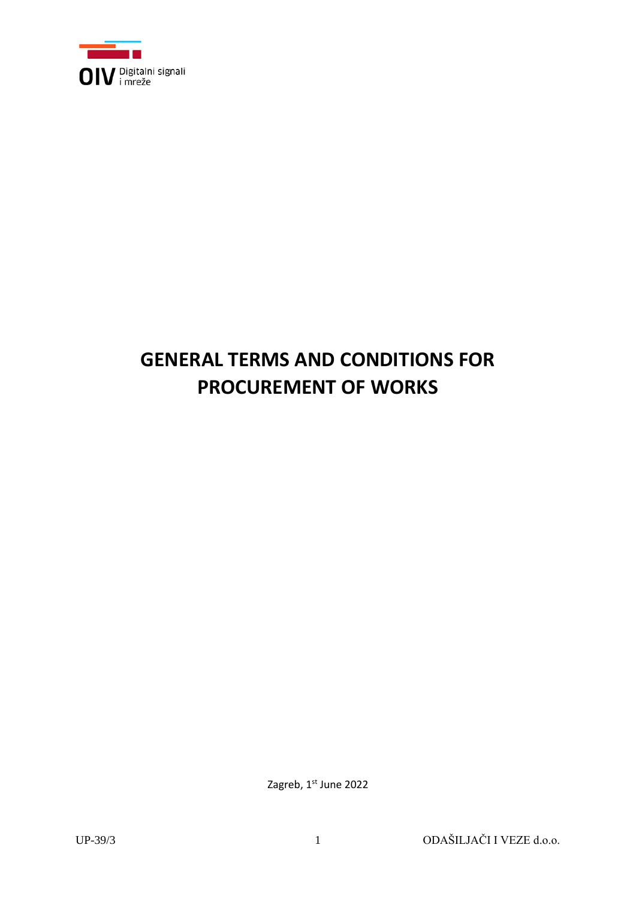OIV Digitalni signali i mreže

# GENERAL TERMS AND CONDITIONS FOR PROCUREMENT OF WORKS

Zagreb, 1st June 2022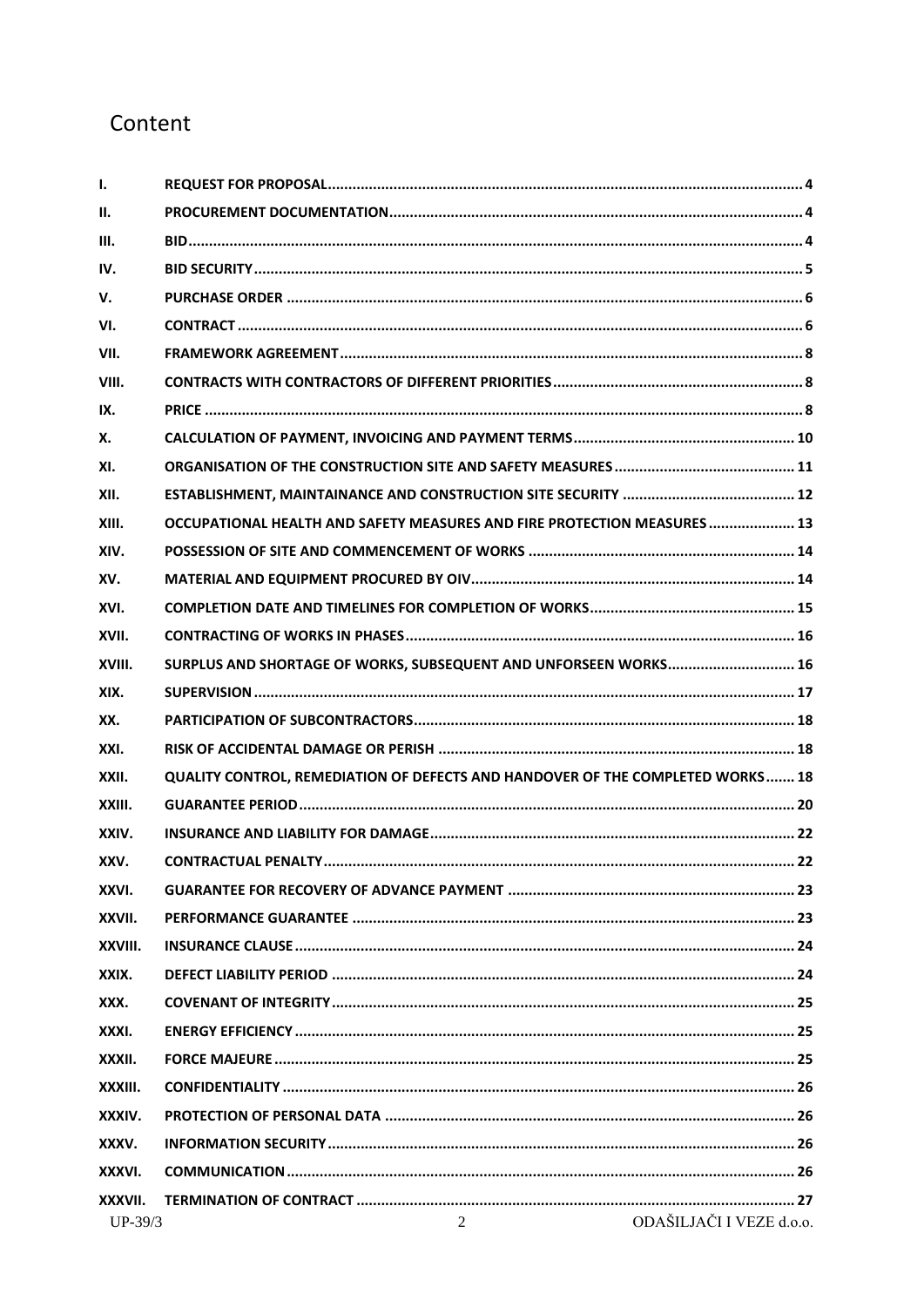# Content

| | | |
|---|---|---|
| I. | REQUEST FOR PROPOSAL | 4 |
| II. | PROCUREMENT DOCUMENTATION | 4 |
| III. | BID | 4 |
| IV. | BID SECURITY | 5 |
| V. | PURCHASE ORDER | 6 |
| VI. | CONTRACT | 6 |
| VII. | FRAMEWORK AGREEMENT | 8 |
| VIII. | CONTRACTS WITH CONTRACTORS OF DIFFERENT PRIORITIES | 8 |
| IX. | PRICE | 8 |
| X. | CALCULATION OF PAYMENT, INVOICING AND PAYMENT TERMS | 10 |
| XI. | ORGANISATION OF THE CONSTRUCTION SITE AND SAFETY MEASURES | 11 |
| XII. | ESTABLISHMENT, MAINTAINANCE AND CONSTRUCTION SITE SECURITY | 12 |
| XIII. | OCCUPATIONAL HEALTH AND SAFETY MEASURES AND FIRE PROTECTION MEASURES | 13 |
| XIV. | POSSESSION OF SITE AND COMMENCEMENT OF WORKS | 14 |
| XV. | MATERIAL AND EQUIPMENT PROCURED BY OIV | 14 |
| XVI. | COMPLETION DATE AND TIMELINES FOR COMPLETION OF WORKS | 15 |
| XVII. | CONTRACTING OF WORKS IN PHASES | 16 |
| XVIII. | SURPLUS AND SHORTAGE OF WORKS, SUBSEQUENT AND UNFORSEEN WORKS | 16 |
| XIX. | SUPERVISION | 17 |
| XX. | PARTICIPATION OF SUBCONTRACTORS | 18 |
| XXI. | RISK OF ACCIDENTAL DAMAGE OR PERISH | 18 |
| XXII. | QUALITY CONTROL, REMEDIATION OF DEFECTS AND HANDOVER OF THE COMPLETED WORKS | 18 |
| XXIII. | GUARANTEE PERIOD | 20 |
| XXIV. | INSURANCE AND LIABILITY FOR DAMAGE | 22 |
| XXV. | CONTRACTUAL PENALTY | 22 |
| XXVI. | GUARANTEE FOR RECOVERY OF ADVANCE PAYMENT | 23 |
| XXVII. | PERFORMANCE GUARANTEE | 23 |
| XXVIII. | INSURANCE CLAUSE | 24 |
| XXIX. | DEFECT LIABILITY PERIOD | 24 |
| XXX. | COVENANT OF INTEGRITY | 25 |
| XXXI. | ENERGY EFFICIENCY | 25 |
| XXXII. | FORCE MAJEURE | 25 |
| XXXIII. | CONFIDENTIALITY | 26 |
| XXXIV. | PROTECTION OF PERSONAL DATA | 26 |
| XXXV. | INFORMATION SECURITY | 26 |
| XXXVI. | COMMUNICATION | 26 |
| XXXVII. | TERMINATION OF CONTRACT | 27 |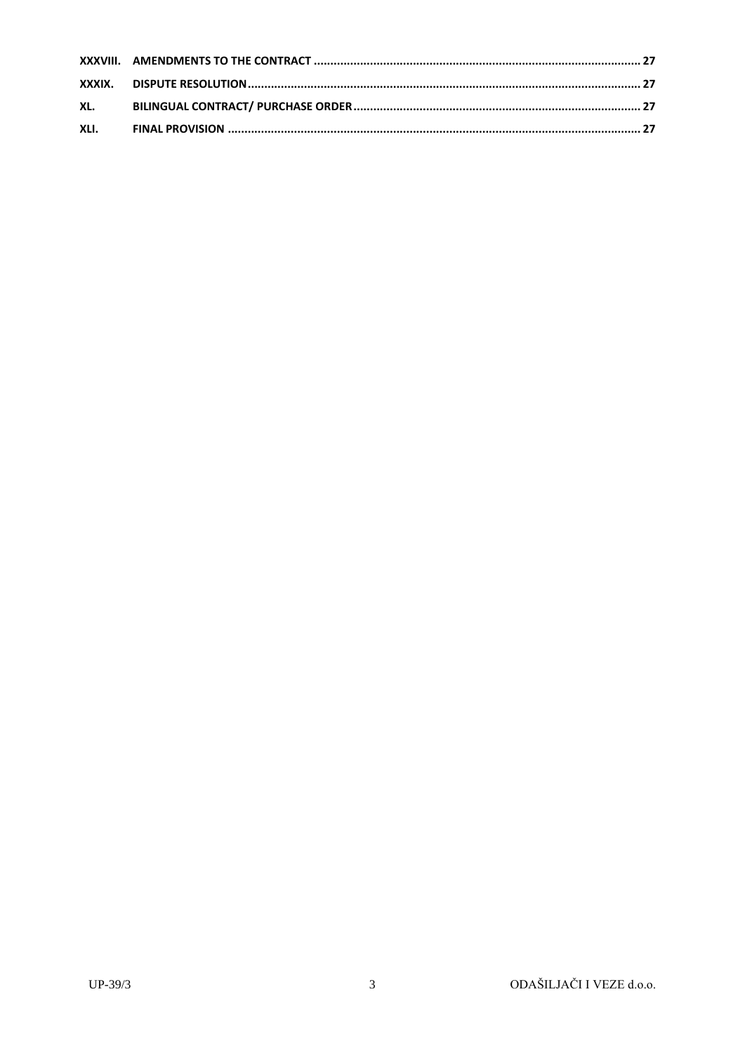| | | |
|---|---|---|
| **XXXVIII.** | **AMENDMENTS TO THE CONTRACT** | **27** |
| **XXXIX.** | **DISPUTE RESOLUTION** | **27** |
| **XL.** | **BILINGUAL CONTRACT/ PURCHASE ORDER** | **27** |
| **XLI.** | **FINAL PROVISION** | **27** |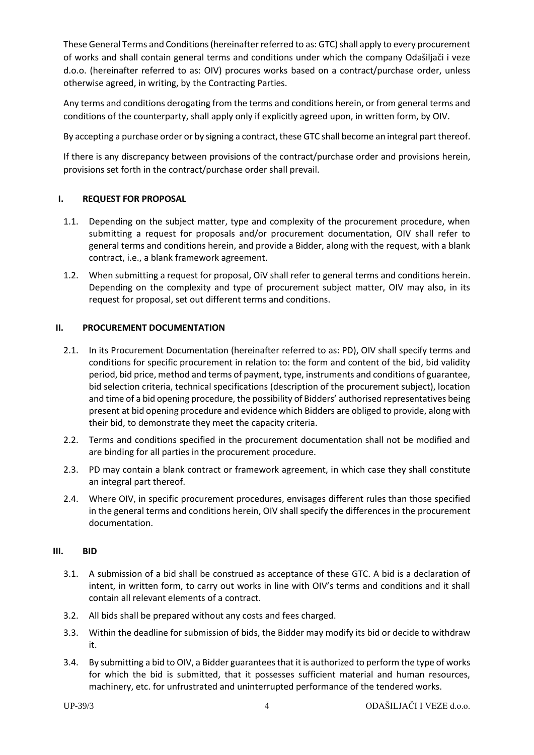These General Terms and Conditions (hereinafter referred to as: GTC) shall apply to every procurement of works and shall contain general terms and conditions under which the company Odašiljači i veze d.o.o. (hereinafter referred to as: OIV) procures works based on a contract/purchase order, unless otherwise agreed, in writing, by the Contracting Parties.

Any terms and conditions derogating from the terms and conditions herein, or from general terms and conditions of the counterparty, shall apply only if explicitly agreed upon, in written form, by OIV.

By accepting a purchase order or by signing a contract, these GTC shall become an integral part thereof.

If there is any discrepancy between provisions of the contract/purchase order and provisions herein, provisions set forth in the contract/purchase order shall prevail.

## I. REQUEST FOR PROPOSAL

1.1. Depending on the subject matter, type and complexity of the procurement procedure, when submitting a request for proposals and/or procurement documentation, OIV shall refer to general terms and conditions herein, and provide a Bidder, along with the request, with a blank contract, i.e., a blank framework agreement.

1.2. When submitting a request for proposal, OiV shall refer to general terms and conditions herein. Depending on the complexity and type of procurement subject matter, OIV may also, in its request for proposal, set out different terms and conditions.

## II. PROCUREMENT DOCUMENTATION

2.1. In its Procurement Documentation (hereinafter referred to as: PD), OIV shall specify terms and conditions for specific procurement in relation to: the form and content of the bid, bid validity period, bid price, method and terms of payment, type, instruments and conditions of guarantee, bid selection criteria, technical specifications (description of the procurement subject), location and time of a bid opening procedure, the possibility of Bidders' authorised representatives being present at bid opening procedure and evidence which Bidders are obliged to provide, along with their bid, to demonstrate they meet the capacity criteria.

2.2. Terms and conditions specified in the procurement documentation shall not be modified and are binding for all parties in the procurement procedure.

2.3. PD may contain a blank contract or framework agreement, in which case they shall constitute an integral part thereof.

2.4. Where OIV, in specific procurement procedures, envisages different rules than those specified in the general terms and conditions herein, OIV shall specify the differences in the procurement documentation.

## III. BID

3.1. A submission of a bid shall be construed as acceptance of these GTC. A bid is a declaration of intent, in written form, to carry out works in line with OIV's terms and conditions and it shall contain all relevant elements of a contract.

3.2. All bids shall be prepared without any costs and fees charged.

3.3. Within the deadline for submission of bids, the Bidder may modify its bid or decide to withdraw it.

3.4. By submitting a bid to OIV, a Bidder guarantees that it is authorized to perform the type of works for which the bid is submitted, that it possesses sufficient material and human resources, machinery, etc. for unfrustrated and uninterrupted performance of the tendered works.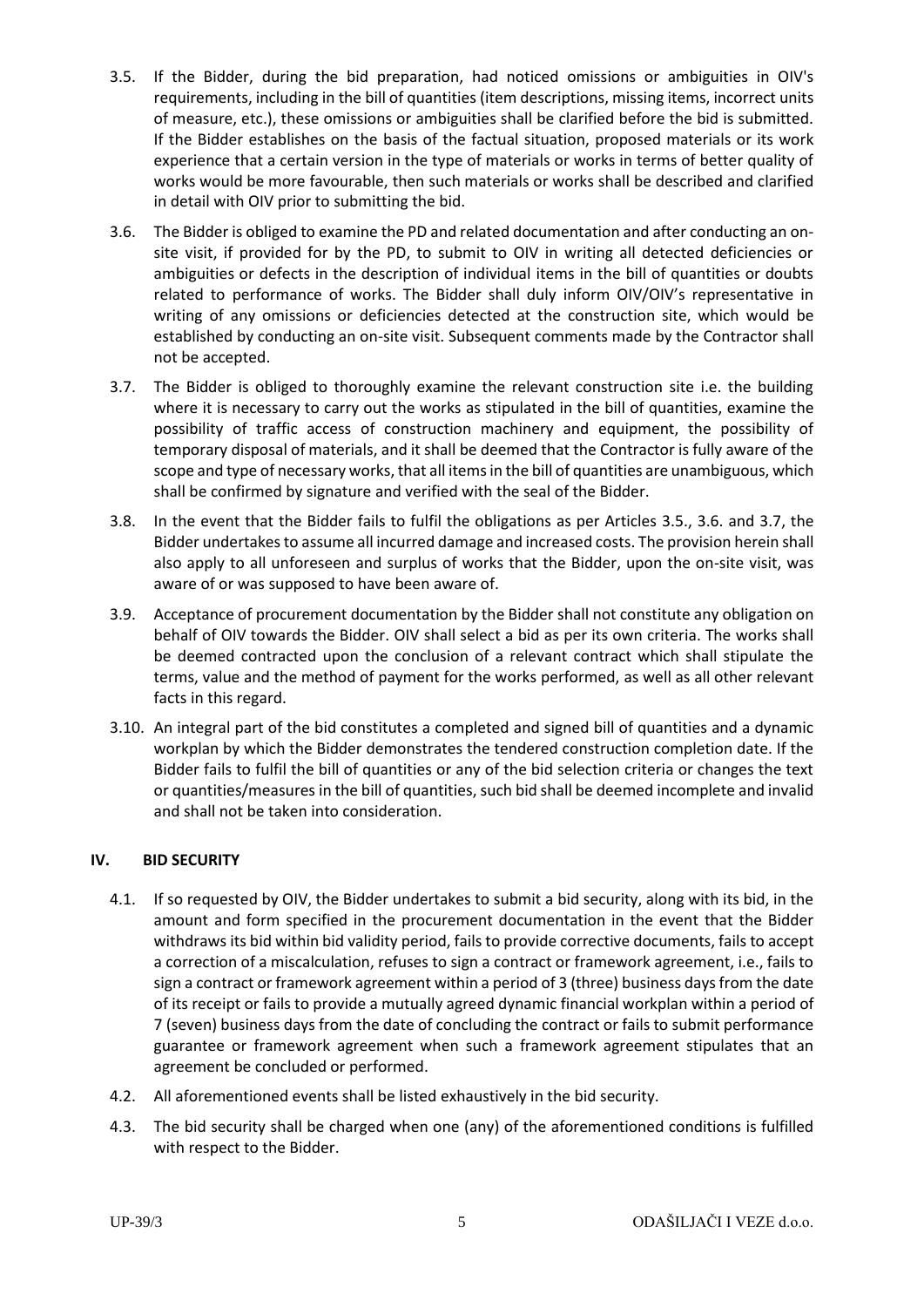3.5. If the Bidder, during the bid preparation, had noticed omissions or ambiguities in OIV's requirements, including in the bill of quantities (item descriptions, missing items, incorrect units of measure, etc.), these omissions or ambiguities shall be clarified before the bid is submitted. If the Bidder establishes on the basis of the factual situation, proposed materials or its work experience that a certain version in the type of materials or works in terms of better quality of works would be more favourable, then such materials or works shall be described and clarified in detail with OIV prior to submitting the bid.

3.6. The Bidder is obliged to examine the PD and related documentation and after conducting an on-site visit, if provided for by the PD, to submit to OIV in writing all detected deficiencies or ambiguities or defects in the description of individual items in the bill of quantities or doubts related to performance of works. The Bidder shall duly inform OIV/OIV's representative in writing of any omissions or deficiencies detected at the construction site, which would be established by conducting an on-site visit. Subsequent comments made by the Contractor shall not be accepted.

3.7. The Bidder is obliged to thoroughly examine the relevant construction site i.e. the building where it is necessary to carry out the works as stipulated in the bill of quantities, examine the possibility of traffic access of construction machinery and equipment, the possibility of temporary disposal of materials, and it shall be deemed that the Contractor is fully aware of the scope and type of necessary works, that all items in the bill of quantities are unambiguous, which shall be confirmed by signature and verified with the seal of the Bidder.

3.8. In the event that the Bidder fails to fulfil the obligations as per Articles 3.5., 3.6. and 3.7, the Bidder undertakes to assume all incurred damage and increased costs. The provision herein shall also apply to all unforeseen and surplus of works that the Bidder, upon the on-site visit, was aware of or was supposed to have been aware of.

3.9. Acceptance of procurement documentation by the Bidder shall not constitute any obligation on behalf of OIV towards the Bidder. OIV shall select a bid as per its own criteria. The works shall be deemed contracted upon the conclusion of a relevant contract which shall stipulate the terms, value and the method of payment for the works performed, as well as all other relevant facts in this regard.

3.10. An integral part of the bid constitutes a completed and signed bill of quantities and a dynamic workplan by which the Bidder demonstrates the tendered construction completion date. If the Bidder fails to fulfil the bill of quantities or any of the bid selection criteria or changes the text or quantities/measures in the bill of quantities, such bid shall be deemed incomplete and invalid and shall not be taken into consideration.

## IV. BID SECURITY

4.1. If so requested by OIV, the Bidder undertakes to submit a bid security, along with its bid, in the amount and form specified in the procurement documentation in the event that the Bidder withdraws its bid within bid validity period, fails to provide corrective documents, fails to accept a correction of a miscalculation, refuses to sign a contract or framework agreement, i.e., fails to sign a contract or framework agreement within a period of 3 (three) business days from the date of its receipt or fails to provide a mutually agreed dynamic financial workplan within a period of 7 (seven) business days from the date of concluding the contract or fails to submit performance guarantee or framework agreement when such a framework agreement stipulates that an agreement be concluded or performed.

4.2. All aforementioned events shall be listed exhaustively in the bid security.

4.3. The bid security shall be charged when one (any) of the aforementioned conditions is fulfilled with respect to the Bidder.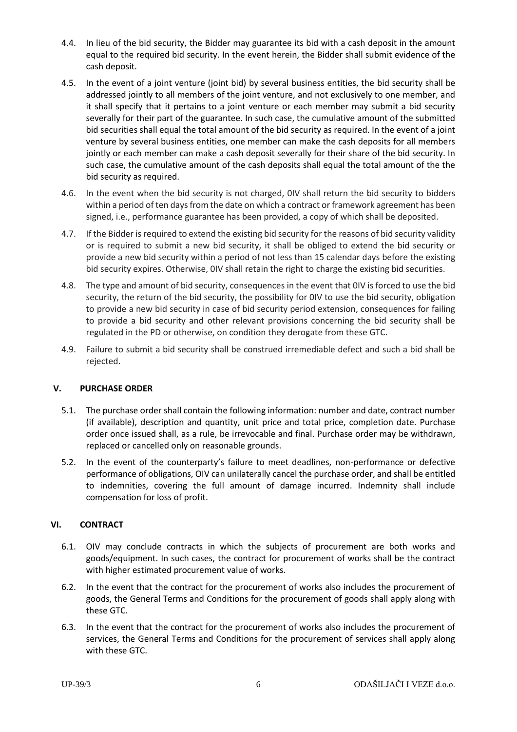4.4. In lieu of the bid security, the Bidder may guarantee its bid with a cash deposit in the amount equal to the required bid security. In the event herein, the Bidder shall submit evidence of the cash deposit.

4.5. In the event of a joint venture (joint bid) by several business entities, the bid security shall be addressed jointly to all members of the joint venture, and not exclusively to one member, and it shall specify that it pertains to a joint venture or each member may submit a bid security severally for their part of the guarantee. In such case, the cumulative amount of the submitted bid securities shall equal the total amount of the bid security as required. In the event of a joint venture by several business entities, one member can make the cash deposits for all members jointly or each member can make a cash deposit severally for their share of the bid security. In such case, the cumulative amount of the cash deposits shall equal the total amount of the the bid security as required.

4.6. In the event when the bid security is not charged, 0IV shall return the bid security to bidders within a period of ten days from the date on which a contract or framework agreement has been signed, i.e., performance guarantee has been provided, a copy of which shall be deposited.

4.7. If the Bidder is required to extend the existing bid security for the reasons of bid security validity or is required to submit a new bid security, it shall be obliged to extend the bid security or provide a new bid security within a period of not less than 15 calendar days before the existing bid security expires. Otherwise, 0IV shall retain the right to charge the existing bid securities.

4.8. The type and amount of bid security, consequences in the event that 0IV is forced to use the bid security, the return of the bid security, the possibility for 0IV to use the bid security, obligation to provide a new bid security in case of bid security period extension, consequences for failing to provide a bid security and other relevant provisions concerning the bid security shall be regulated in the PD or otherwise, on condition they derogate from these GTC.

4.9. Failure to submit a bid security shall be construed irremediable defect and such a bid shall be rejected.

## V. PURCHASE ORDER

5.1. The purchase order shall contain the following information: number and date, contract number (if available), description and quantity, unit price and total price, completion date. Purchase order once issued shall, as a rule, be irrevocable and final. Purchase order may be withdrawn, replaced or cancelled only on reasonable grounds.

5.2. In the event of the counterparty's failure to meet deadlines, non-performance or defective performance of obligations, OIV can unilaterally cancel the purchase order, and shall be entitled to indemnities, covering the full amount of damage incurred. Indemnity shall include compensation for loss of profit.

## VI. CONTRACT

6.1. OIV may conclude contracts in which the subjects of procurement are both works and goods/equipment. In such cases, the contract for procurement of works shall be the contract with higher estimated procurement value of works.

6.2. In the event that the contract for the procurement of works also includes the procurement of goods, the General Terms and Conditions for the procurement of goods shall apply along with these GTC.

6.3. In the event that the contract for the procurement of works also includes the procurement of services, the General Terms and Conditions for the procurement of services shall apply along with these GTC.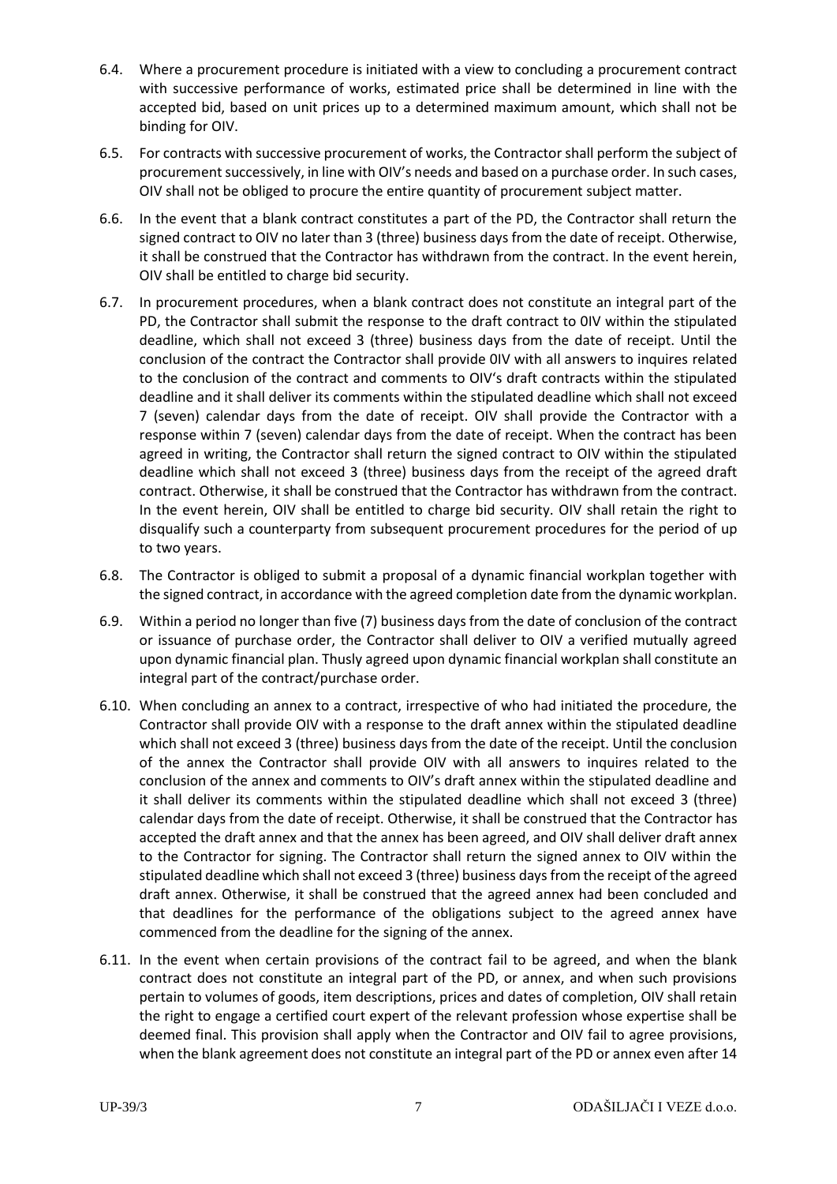6.4. Where a procurement procedure is initiated with a view to concluding a procurement contract with successive performance of works, estimated price shall be determined in line with the accepted bid, based on unit prices up to a determined maximum amount, which shall not be binding for OIV.

6.5. For contracts with successive procurement of works, the Contractor shall perform the subject of procurement successively, in line with OIV's needs and based on a purchase order. In such cases, OIV shall not be obliged to procure the entire quantity of procurement subject matter.

6.6. In the event that a blank contract constitutes a part of the PD, the Contractor shall return the signed contract to OIV no later than 3 (three) business days from the date of receipt. Otherwise, it shall be construed that the Contractor has withdrawn from the contract. In the event herein, OIV shall be entitled to charge bid security.

6.7. In procurement procedures, when a blank contract does not constitute an integral part of the PD, the Contractor shall submit the response to the draft contract to 0IV within the stipulated deadline, which shall not exceed 3 (three) business days from the date of receipt. Until the conclusion of the contract the Contractor shall provide 0IV with all answers to inquires related to the conclusion of the contract and comments to OIV's draft contracts within the stipulated deadline and it shall deliver its comments within the stipulated deadline which shall not exceed 7 (seven) calendar days from the date of receipt. OIV shall provide the Contractor with a response within 7 (seven) calendar days from the date of receipt. When the contract has been agreed in writing, the Contractor shall return the signed contract to OIV within the stipulated deadline which shall not exceed 3 (three) business days from the receipt of the agreed draft contract. Otherwise, it shall be construed that the Contractor has withdrawn from the contract. In the event herein, OIV shall be entitled to charge bid security. OIV shall retain the right to disqualify such a counterparty from subsequent procurement procedures for the period of up to two years.

6.8. The Contractor is obliged to submit a proposal of a dynamic financial workplan together with the signed contract, in accordance with the agreed completion date from the dynamic workplan.

6.9. Within a period no longer than five (7) business days from the date of conclusion of the contract or issuance of purchase order, the Contractor shall deliver to OIV a verified mutually agreed upon dynamic financial plan. Thusly agreed upon dynamic financial workplan shall constitute an integral part of the contract/purchase order.

6.10. When concluding an annex to a contract, irrespective of who had initiated the procedure, the Contractor shall provide OIV with a response to the draft annex within the stipulated deadline which shall not exceed 3 (three) business days from the date of the receipt. Until the conclusion of the annex the Contractor shall provide OIV with all answers to inquires related to the conclusion of the annex and comments to OIV's draft annex within the stipulated deadline and it shall deliver its comments within the stipulated deadline which shall not exceed 3 (three) calendar days from the date of receipt. Otherwise, it shall be construed that the Contractor has accepted the draft annex and that the annex has been agreed, and OIV shall deliver draft annex to the Contractor for signing. The Contractor shall return the signed annex to OIV within the stipulated deadline which shall not exceed 3 (three) business days from the receipt of the agreed draft annex. Otherwise, it shall be construed that the agreed annex had been concluded and that deadlines for the performance of the obligations subject to the agreed annex have commenced from the deadline for the signing of the annex.

6.11. In the event when certain provisions of the contract fail to be agreed, and when the blank contract does not constitute an integral part of the PD, or annex, and when such provisions pertain to volumes of goods, item descriptions, prices and dates of completion, OIV shall retain the right to engage a certified court expert of the relevant profession whose expertise shall be deemed final. This provision shall apply when the Contractor and OIV fail to agree provisions, when the blank agreement does not constitute an integral part of the PD or annex even after 14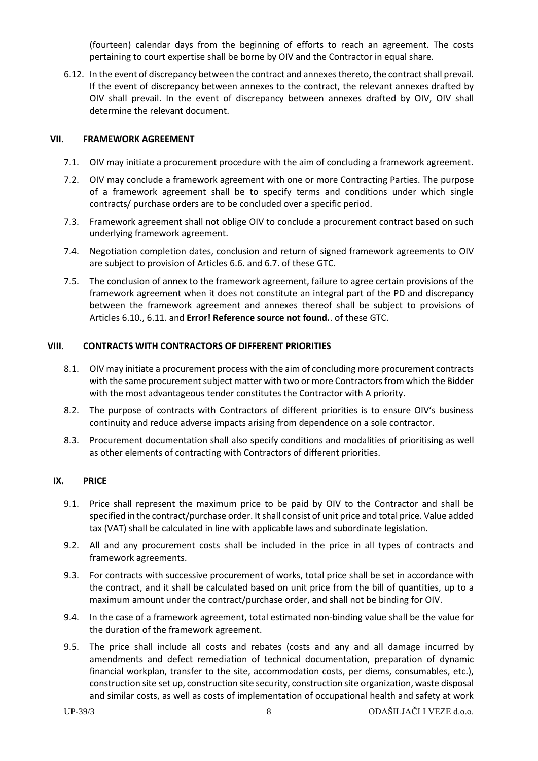(fourteen) calendar days from the beginning of efforts to reach an agreement. The costs pertaining to court expertise shall be borne by OIV and the Contractor in equal share.

6.12. In the event of discrepancy between the contract and annexes thereto, the contract shall prevail. If the event of discrepancy between annexes to the contract, the relevant annexes drafted by OIV shall prevail. In the event of discrepancy between annexes drafted by OIV, OIV shall determine the relevant document.

## VII. FRAMEWORK AGREEMENT

7.1. OIV may initiate a procurement procedure with the aim of concluding a framework agreement.

7.2. OIV may conclude a framework agreement with one or more Contracting Parties. The purpose of a framework agreement shall be to specify terms and conditions under which single contracts/ purchase orders are to be concluded over a specific period.

7.3. Framework agreement shall not oblige OIV to conclude a procurement contract based on such underlying framework agreement.

7.4. Negotiation completion dates, conclusion and return of signed framework agreements to OIV are subject to provision of Articles 6.6. and 6.7. of these GTC.

7.5. The conclusion of annex to the framework agreement, failure to agree certain provisions of the framework agreement when it does not constitute an integral part of the PD and discrepancy between the framework agreement and annexes thereof shall be subject to provisions of Articles 6.10., 6.11. and **Error! Reference source not found.**. of these GTC.

## VIII. CONTRACTS WITH CONTRACTORS OF DIFFERENT PRIORITIES

8.1. OIV may initiate a procurement process with the aim of concluding more procurement contracts with the same procurement subject matter with two or more Contractors from which the Bidder with the most advantageous tender constitutes the Contractor with A priority.

8.2. The purpose of contracts with Contractors of different priorities is to ensure OIV's business continuity and reduce adverse impacts arising from dependence on a sole contractor.

8.3. Procurement documentation shall also specify conditions and modalities of prioritising as well as other elements of contracting with Contractors of different priorities.

## IX. PRICE

9.1. Price shall represent the maximum price to be paid by OIV to the Contractor and shall be specified in the contract/purchase order. It shall consist of unit price and total price. Value added tax (VAT) shall be calculated in line with applicable laws and subordinate legislation.

9.2. All and any procurement costs shall be included in the price in all types of contracts and framework agreements.

9.3. For contracts with successive procurement of works, total price shall be set in accordance with the contract, and it shall be calculated based on unit price from the bill of quantities, up to a maximum amount under the contract/purchase order, and shall not be binding for OIV.

9.4. In the case of a framework agreement, total estimated non-binding value shall be the value for the duration of the framework agreement.

9.5. The price shall include all costs and rebates (costs and any and all damage incurred by amendments and defect remediation of technical documentation, preparation of dynamic financial workplan, transfer to the site, accommodation costs, per diems, consumables, etc.), construction site set up, construction site security, construction site organization, waste disposal and similar costs, as well as costs of implementation of occupational health and safety at work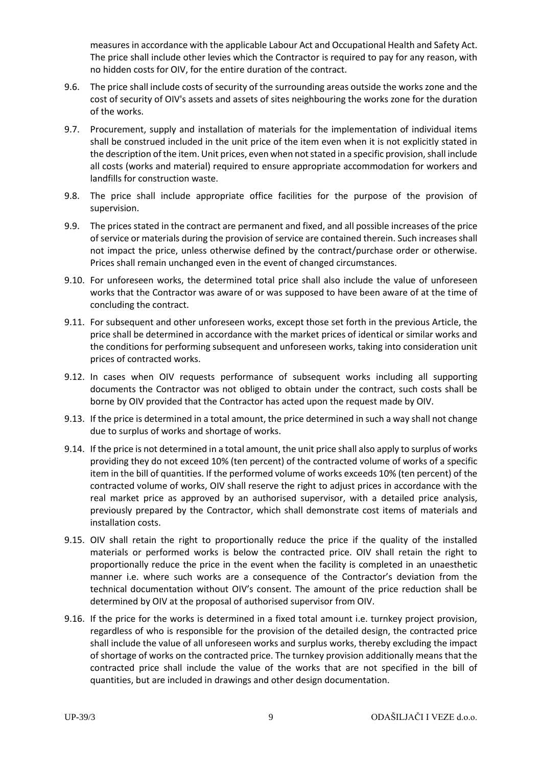measures in accordance with the applicable Labour Act and Occupational Health and Safety Act. The price shall include other levies which the Contractor is required to pay for any reason, with no hidden costs for OIV, for the entire duration of the contract.

9.6. The price shall include costs of security of the surrounding areas outside the works zone and the cost of security of OIV's assets and assets of sites neighbouring the works zone for the duration of the works.

9.7. Procurement, supply and installation of materials for the implementation of individual items shall be construed included in the unit price of the item even when it is not explicitly stated in the description of the item. Unit prices, even when not stated in a specific provision, shall include all costs (works and material) required to ensure appropriate accommodation for workers and landfills for construction waste.

9.8. The price shall include appropriate office facilities for the purpose of the provision of supervision.

9.9. The prices stated in the contract are permanent and fixed, and all possible increases of the price of service or materials during the provision of service are contained therein. Such increases shall not impact the price, unless otherwise defined by the contract/purchase order or otherwise. Prices shall remain unchanged even in the event of changed circumstances.

9.10. For unforeseen works, the determined total price shall also include the value of unforeseen works that the Contractor was aware of or was supposed to have been aware of at the time of concluding the contract.

9.11. For subsequent and other unforeseen works, except those set forth in the previous Article, the price shall be determined in accordance with the market prices of identical or similar works and the conditions for performing subsequent and unforeseen works, taking into consideration unit prices of contracted works.

9.12. In cases when OIV requests performance of subsequent works including all supporting documents the Contractor was not obliged to obtain under the contract, such costs shall be borne by OIV provided that the Contractor has acted upon the request made by OIV.

9.13. If the price is determined in a total amount, the price determined in such a way shall not change due to surplus of works and shortage of works.

9.14. If the price is not determined in a total amount, the unit price shall also apply to surplus of works providing they do not exceed 10% (ten percent) of the contracted volume of works of a specific item in the bill of quantities. If the performed volume of works exceeds 10% (ten percent) of the contracted volume of works, OIV shall reserve the right to adjust prices in accordance with the real market price as approved by an authorised supervisor, with a detailed price analysis, previously prepared by the Contractor, which shall demonstrate cost items of materials and installation costs.

9.15. OIV shall retain the right to proportionally reduce the price if the quality of the installed materials or performed works is below the contracted price. OIV shall retain the right to proportionally reduce the price in the event when the facility is completed in an unaesthetic manner i.e. where such works are a consequence of the Contractor's deviation from the technical documentation without OIV's consent. The amount of the price reduction shall be determined by OIV at the proposal of authorised supervisor from OIV.

9.16. If the price for the works is determined in a fixed total amount i.e. turnkey project provision, regardless of who is responsible for the provision of the detailed design, the contracted price shall include the value of all unforeseen works and surplus works, thereby excluding the impact of shortage of works on the contracted price. The turnkey provision additionally means that the contracted price shall include the value of the works that are not specified in the bill of quantities, but are included in drawings and other design documentation.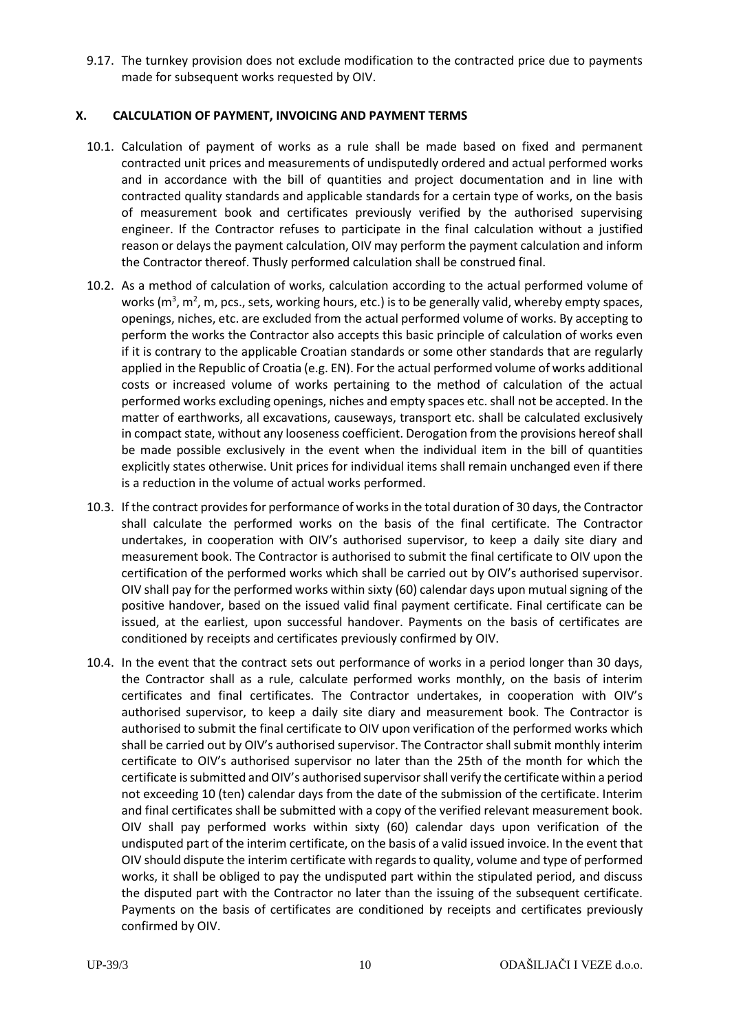9.17. The turnkey provision does not exclude modification to the contracted price due to payments made for subsequent works requested by OIV.

## X. CALCULATION OF PAYMENT, INVOICING AND PAYMENT TERMS

10.1. Calculation of payment of works as a rule shall be made based on fixed and permanent contracted unit prices and measurements of undisputedly ordered and actual performed works and in accordance with the bill of quantities and project documentation and in line with contracted quality standards and applicable standards for a certain type of works, on the basis of measurement book and certificates previously verified by the authorised supervising engineer. If the Contractor refuses to participate in the final calculation without a justified reason or delays the payment calculation, OIV may perform the payment calculation and inform the Contractor thereof. Thusly performed calculation shall be construed final.

10.2. As a method of calculation of works, calculation according to the actual performed volume of works ($m^3$, $m^2$, m, pcs., sets, working hours, etc.) is to be generally valid, whereby empty spaces, openings, niches, etc. are excluded from the actual performed volume of works. By accepting to perform the works the Contractor also accepts this basic principle of calculation of works even if it is contrary to the applicable Croatian standards or some other standards that are regularly applied in the Republic of Croatia (e.g. EN). For the actual performed volume of works additional costs or increased volume of works pertaining to the method of calculation of the actual performed works excluding openings, niches and empty spaces etc. shall not be accepted. In the matter of earthworks, all excavations, causeways, transport etc. shall be calculated exclusively in compact state, without any looseness coefficient. Derogation from the provisions hereof shall be made possible exclusively in the event when the individual item in the bill of quantities explicitly states otherwise. Unit prices for individual items shall remain unchanged even if there is a reduction in the volume of actual works performed.

10.3. If the contract provides for performance of works in the total duration of 30 days, the Contractor shall calculate the performed works on the basis of the final certificate. The Contractor undertakes, in cooperation with OIV's authorised supervisor, to keep a daily site diary and measurement book. The Contractor is authorised to submit the final certificate to OIV upon the certification of the performed works which shall be carried out by OIV's authorised supervisor. OIV shall pay for the performed works within sixty (60) calendar days upon mutual signing of the positive handover, based on the issued valid final payment certificate. Final certificate can be issued, at the earliest, upon successful handover. Payments on the basis of certificates are conditioned by receipts and certificates previously confirmed by OIV.

10.4. In the event that the contract sets out performance of works in a period longer than 30 days, the Contractor shall as a rule, calculate performed works monthly, on the basis of interim certificates and final certificates. The Contractor undertakes, in cooperation with OIV's authorised supervisor, to keep a daily site diary and measurement book. The Contractor is authorised to submit the final certificate to OIV upon verification of the performed works which shall be carried out by OIV's authorised supervisor. The Contractor shall submit monthly interim certificate to OIV's authorised supervisor no later than the 25th of the month for which the certificate is submitted and OIV's authorised supervisor shall verify the certificate within a period not exceeding 10 (ten) calendar days from the date of the submission of the certificate. Interim and final certificates shall be submitted with a copy of the verified relevant measurement book. OIV shall pay performed works within sixty (60) calendar days upon verification of the undisputed part of the interim certificate, on the basis of a valid issued invoice. In the event that OIV should dispute the interim certificate with regards to quality, volume and type of performed works, it shall be obliged to pay the undisputed part within the stipulated period, and discuss the disputed part with the Contractor no later than the issuing of the subsequent certificate. Payments on the basis of certificates are conditioned by receipts and certificates previously confirmed by OIV.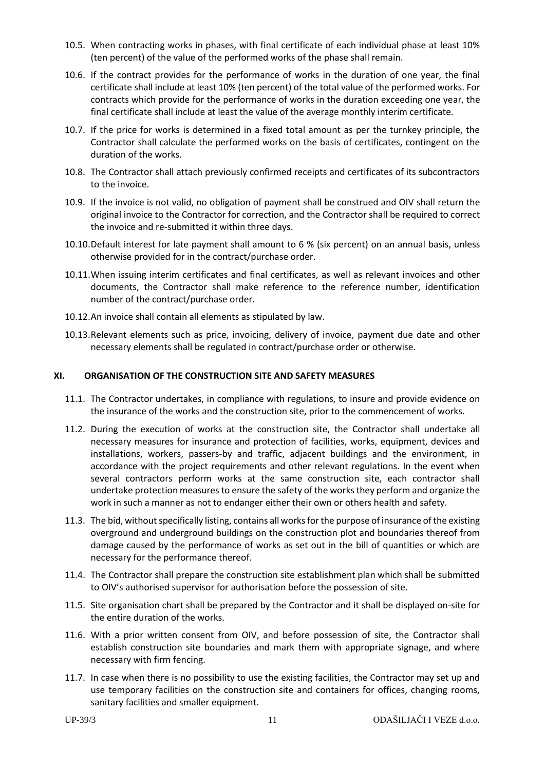10.5. When contracting works in phases, with final certificate of each individual phase at least 10% (ten percent) of the value of the performed works of the phase shall remain.

10.6. If the contract provides for the performance of works in the duration of one year, the final certificate shall include at least 10% (ten percent) of the total value of the performed works. For contracts which provide for the performance of works in the duration exceeding one year, the final certificate shall include at least the value of the average monthly interim certificate.

10.7. If the price for works is determined in a fixed total amount as per the turnkey principle, the Contractor shall calculate the performed works on the basis of certificates, contingent on the duration of the works.

10.8. The Contractor shall attach previously confirmed receipts and certificates of its subcontractors to the invoice.

10.9. If the invoice is not valid, no obligation of payment shall be construed and OIV shall return the original invoice to the Contractor for correction, and the Contractor shall be required to correct the invoice and re-submitted it within three days.

10.10. Default interest for late payment shall amount to 6 % (six percent) on an annual basis, unless otherwise provided for in the contract/purchase order.

10.11. When issuing interim certificates and final certificates, as well as relevant invoices and other documents, the Contractor shall make reference to the reference number, identification number of the contract/purchase order.

10.12. An invoice shall contain all elements as stipulated by law.

10.13. Relevant elements such as price, invoicing, delivery of invoice, payment due date and other necessary elements shall be regulated in contract/purchase order or otherwise.

## XI. ORGANISATION OF THE CONSTRUCTION SITE AND SAFETY MEASURES

11.1. The Contractor undertakes, in compliance with regulations, to insure and provide evidence on the insurance of the works and the construction site, prior to the commencement of works.

11.2. During the execution of works at the construction site, the Contractor shall undertake all necessary measures for insurance and protection of facilities, works, equipment, devices and installations, workers, passers-by and traffic, adjacent buildings and the environment, in accordance with the project requirements and other relevant regulations. In the event when several contractors perform works at the same construction site, each contractor shall undertake protection measures to ensure the safety of the works they perform and organize the work in such a manner as not to endanger either their own or others health and safety.

11.3. The bid, without specifically listing, contains all works for the purpose of insurance of the existing overground and underground buildings on the construction plot and boundaries thereof from damage caused by the performance of works as set out in the bill of quantities or which are necessary for the performance thereof.

11.4. The Contractor shall prepare the construction site establishment plan which shall be submitted to OIV's authorised supervisor for authorisation before the possession of site.

11.5. Site organisation chart shall be prepared by the Contractor and it shall be displayed on-site for the entire duration of the works.

11.6. With a prior written consent from OIV, and before possession of site, the Contractor shall establish construction site boundaries and mark them with appropriate signage, and where necessary with firm fencing.

11.7. In case when there is no possibility to use the existing facilities, the Contractor may set up and use temporary facilities on the construction site and containers for offices, changing rooms, sanitary facilities and smaller equipment.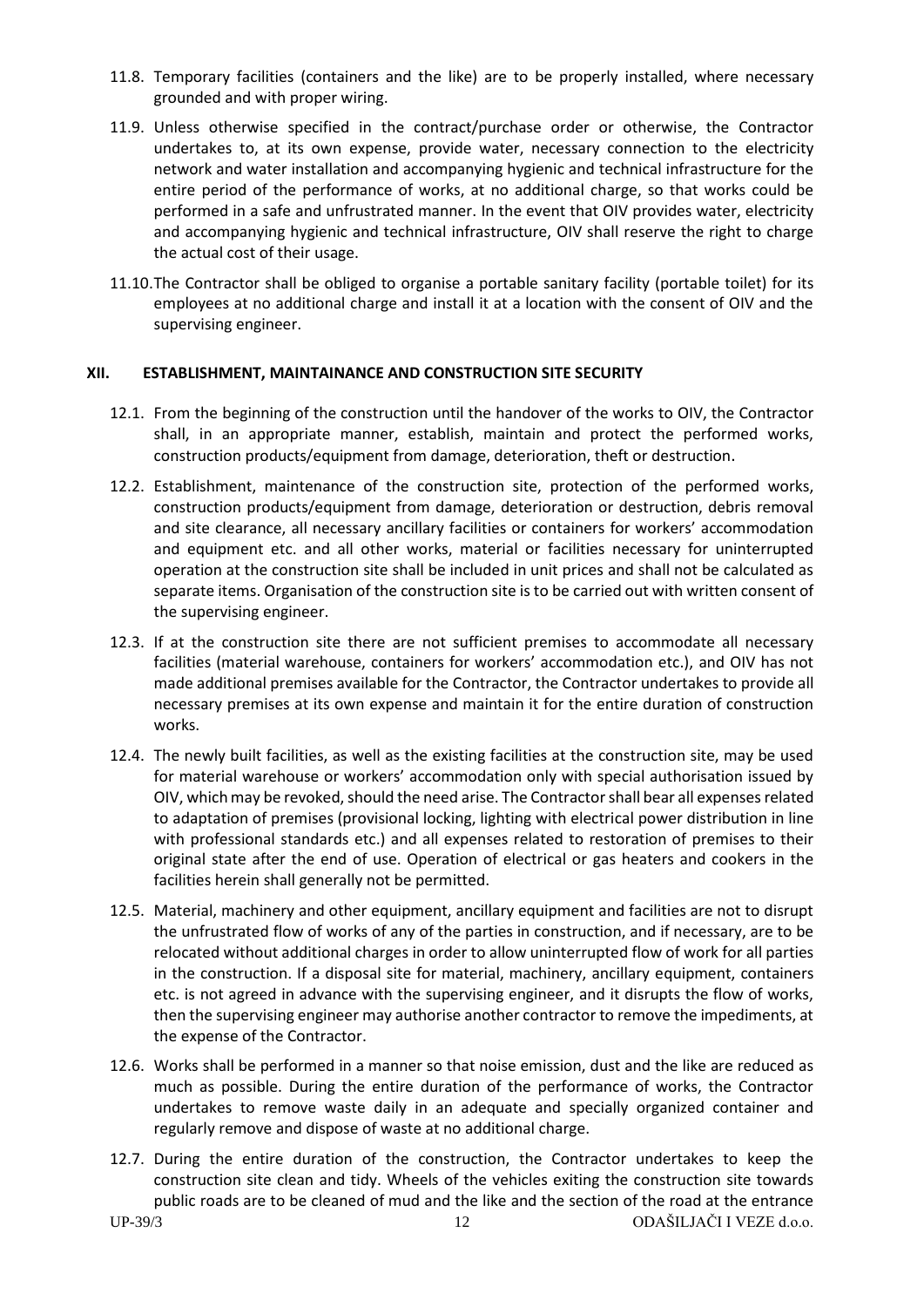11.8. Temporary facilities (containers and the like) are to be properly installed, where necessary grounded and with proper wiring.

11.9. Unless otherwise specified in the contract/purchase order or otherwise, the Contractor undertakes to, at its own expense, provide water, necessary connection to the electricity network and water installation and accompanying hygienic and technical infrastructure for the entire period of the performance of works, at no additional charge, so that works could be performed in a safe and unfrustrated manner. In the event that OIV provides water, electricity and accompanying hygienic and technical infrastructure, OIV shall reserve the right to charge the actual cost of their usage.

11.10. The Contractor shall be obliged to organise a portable sanitary facility (portable toilet) for its employees at no additional charge and install it at a location with the consent of OIV and the supervising engineer.

## XII. ESTABLISHMENT, MAINTAINANCE AND CONSTRUCTION SITE SECURITY

12.1. From the beginning of the construction until the handover of the works to OIV, the Contractor shall, in an appropriate manner, establish, maintain and protect the performed works, construction products/equipment from damage, deterioration, theft or destruction.

12.2. Establishment, maintenance of the construction site, protection of the performed works, construction products/equipment from damage, deterioration or destruction, debris removal and site clearance, all necessary ancillary facilities or containers for workers' accommodation and equipment etc. and all other works, material or facilities necessary for uninterrupted operation at the construction site shall be included in unit prices and shall not be calculated as separate items. Organisation of the construction site is to be carried out with written consent of the supervising engineer.

12.3. If at the construction site there are not sufficient premises to accommodate all necessary facilities (material warehouse, containers for workers' accommodation etc.), and OIV has not made additional premises available for the Contractor, the Contractor undertakes to provide all necessary premises at its own expense and maintain it for the entire duration of construction works.

12.4. The newly built facilities, as well as the existing facilities at the construction site, may be used for material warehouse or workers' accommodation only with special authorisation issued by OIV, which may be revoked, should the need arise. The Contractor shall bear all expenses related to adaptation of premises (provisional locking, lighting with electrical power distribution in line with professional standards etc.) and all expenses related to restoration of premises to their original state after the end of use. Operation of electrical or gas heaters and cookers in the facilities herein shall generally not be permitted.

12.5. Material, machinery and other equipment, ancillary equipment and facilities are not to disrupt the unfrustrated flow of works of any of the parties in construction, and if necessary, are to be relocated without additional charges in order to allow uninterrupted flow of work for all parties in the construction. If a disposal site for material, machinery, ancillary equipment, containers etc. is not agreed in advance with the supervising engineer, and it disrupts the flow of works, then the supervising engineer may authorise another contractor to remove the impediments, at the expense of the Contractor.

12.6. Works shall be performed in a manner so that noise emission, dust and the like are reduced as much as possible. During the entire duration of the performance of works, the Contractor undertakes to remove waste daily in an adequate and specially organized container and regularly remove and dispose of waste at no additional charge.

12.7. During the entire duration of the construction, the Contractor undertakes to keep the construction site clean and tidy. Wheels of the vehicles exiting the construction site towards public roads are to be cleaned of mud and the like and the section of the road at the entrance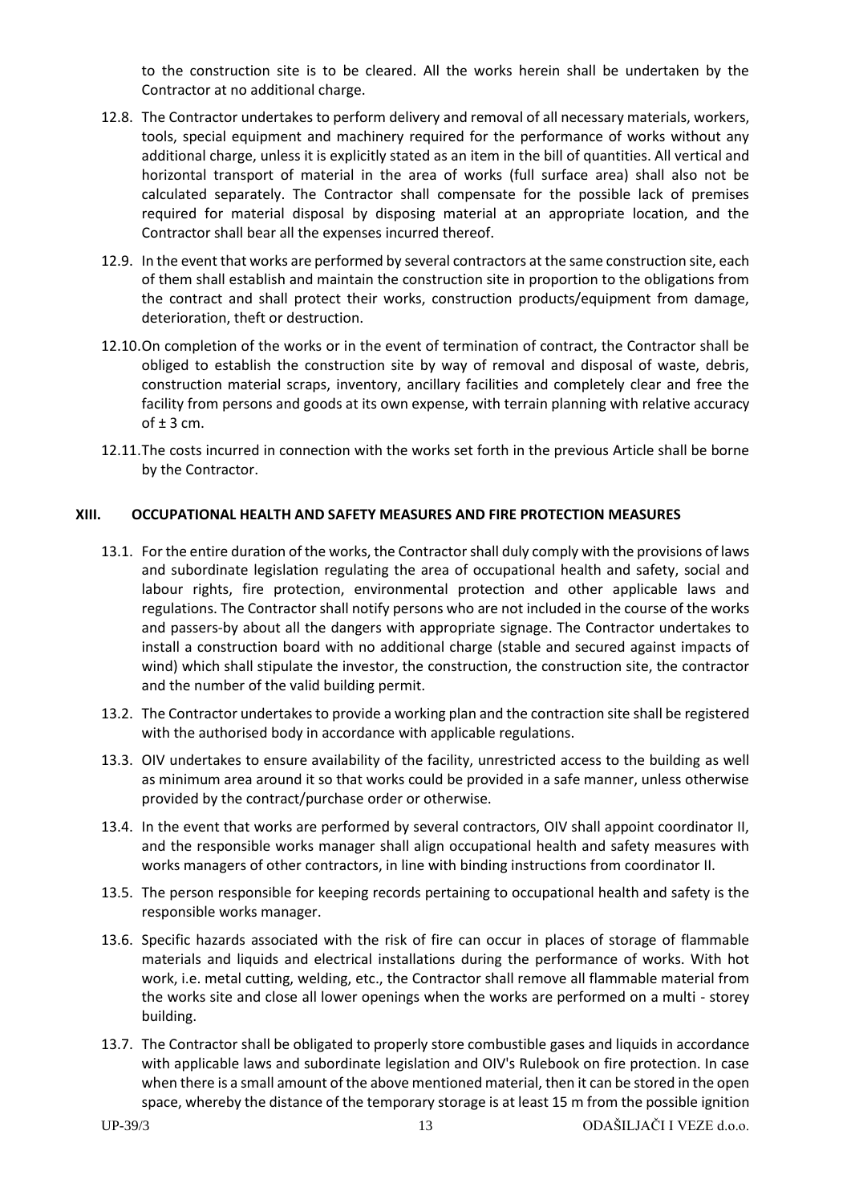to the construction site is to be cleared. All the works herein shall be undertaken by the Contractor at no additional charge.

12.8. The Contractor undertakes to perform delivery and removal of all necessary materials, workers, tools, special equipment and machinery required for the performance of works without any additional charge, unless it is explicitly stated as an item in the bill of quantities. All vertical and horizontal transport of material in the area of works (full surface area) shall also not be calculated separately. The Contractor shall compensate for the possible lack of premises required for material disposal by disposing material at an appropriate location, and the Contractor shall bear all the expenses incurred thereof.

12.9. In the event that works are performed by several contractors at the same construction site, each of them shall establish and maintain the construction site in proportion to the obligations from the contract and shall protect their works, construction products/equipment from damage, deterioration, theft or destruction.

12.10. On completion of the works or in the event of termination of contract, the Contractor shall be obliged to establish the construction site by way of removal and disposal of waste, debris, construction material scraps, inventory, ancillary facilities and completely clear and free the facility from persons and goods at its own expense, with terrain planning with relative accuracy of ± 3 cm.

12.11. The costs incurred in connection with the works set forth in the previous Article shall be borne by the Contractor.

## XIII. OCCUPATIONAL HEALTH AND SAFETY MEASURES AND FIRE PROTECTION MEASURES

13.1. For the entire duration of the works, the Contractor shall duly comply with the provisions of laws and subordinate legislation regulating the area of occupational health and safety, social and labour rights, fire protection, environmental protection and other applicable laws and regulations. The Contractor shall notify persons who are not included in the course of the works and passers-by about all the dangers with appropriate signage. The Contractor undertakes to install a construction board with no additional charge (stable and secured against impacts of wind) which shall stipulate the investor, the construction, the construction site, the contractor and the number of the valid building permit.

13.2. The Contractor undertakes to provide a working plan and the contraction site shall be registered with the authorised body in accordance with applicable regulations.

13.3. OIV undertakes to ensure availability of the facility, unrestricted access to the building as well as minimum area around it so that works could be provided in a safe manner, unless otherwise provided by the contract/purchase order or otherwise.

13.4. In the event that works are performed by several contractors, OIV shall appoint coordinator II, and the responsible works manager shall align occupational health and safety measures with works managers of other contractors, in line with binding instructions from coordinator II.

13.5. The person responsible for keeping records pertaining to occupational health and safety is the responsible works manager.

13.6. Specific hazards associated with the risk of fire can occur in places of storage of flammable materials and liquids and electrical installations during the performance of works. With hot work, i.e. metal cutting, welding, etc., the Contractor shall remove all flammable material from the works site and close all lower openings when the works are performed on a multi - storey building.

13.7. The Contractor shall be obligated to properly store combustible gases and liquids in accordance with applicable laws and subordinate legislation and OIV's Rulebook on fire protection. In case when there is a small amount of the above mentioned material, then it can be stored in the open space, whereby the distance of the temporary storage is at least 15 m from the possible ignition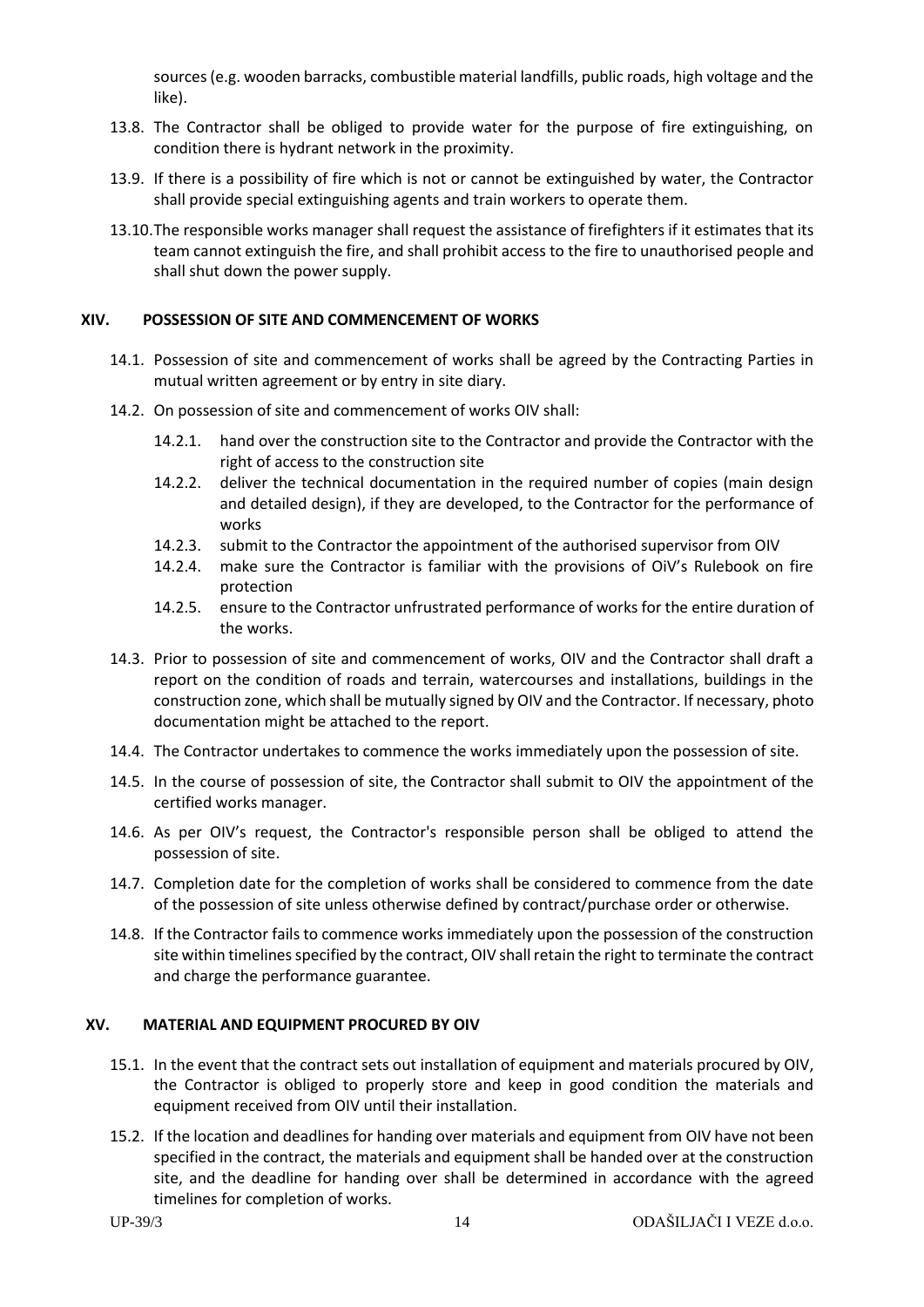sources (e.g. wooden barracks, combustible material landfills, public roads, high voltage and the like).

13.8. The Contractor shall be obliged to provide water for the purpose of fire extinguishing, on condition there is hydrant network in the proximity.

13.9. If there is a possibility of fire which is not or cannot be extinguished by water, the Contractor shall provide special extinguishing agents and train workers to operate them.

13.10. The responsible works manager shall request the assistance of firefighters if it estimates that its team cannot extinguish the fire, and shall prohibit access to the fire to unauthorised people and shall shut down the power supply.

## XIV. POSSESSION OF SITE AND COMMENCEMENT OF WORKS

14.1. Possession of site and commencement of works shall be agreed by the Contracting Parties in mutual written agreement or by entry in site diary.

14.2. On possession of site and commencement of works OIV shall:

- 14.2.1. hand over the construction site to the Contractor and provide the Contractor with the right of access to the construction site
- 14.2.2. deliver the technical documentation in the required number of copies (main design and detailed design), if they are developed, to the Contractor for the performance of works
- 14.2.3. submit to the Contractor the appointment of the authorised supervisor from OIV
- 14.2.4. make sure the Contractor is familiar with the provisions of OiV's Rulebook on fire protection
- 14.2.5. ensure to the Contractor unfrustrated performance of works for the entire duration of the works.

14.3. Prior to possession of site and commencement of works, OIV and the Contractor shall draft a report on the condition of roads and terrain, watercourses and installations, buildings in the construction zone, which shall be mutually signed by OIV and the Contractor. If necessary, photo documentation might be attached to the report.

14.4. The Contractor undertakes to commence the works immediately upon the possession of site.

14.5. In the course of possession of site, the Contractor shall submit to OIV the appointment of the certified works manager.

14.6. As per OIV's request, the Contractor's responsible person shall be obliged to attend the possession of site.

14.7. Completion date for the completion of works shall be considered to commence from the date of the possession of site unless otherwise defined by contract/purchase order or otherwise.

14.8. If the Contractor fails to commence works immediately upon the possession of the construction site within timelines specified by the contract, OIV shall retain the right to terminate the contract and charge the performance guarantee.

## XV. MATERIAL AND EQUIPMENT PROCURED BY OIV

15.1. In the event that the contract sets out installation of equipment and materials procured by OIV, the Contractor is obliged to properly store and keep in good condition the materials and equipment received from OIV until their installation.

15.2. If the location and deadlines for handing over materials and equipment from OIV have not been specified in the contract, the materials and equipment shall be handed over at the construction site, and the deadline for handing over shall be determined in accordance with the agreed timelines for completion of works.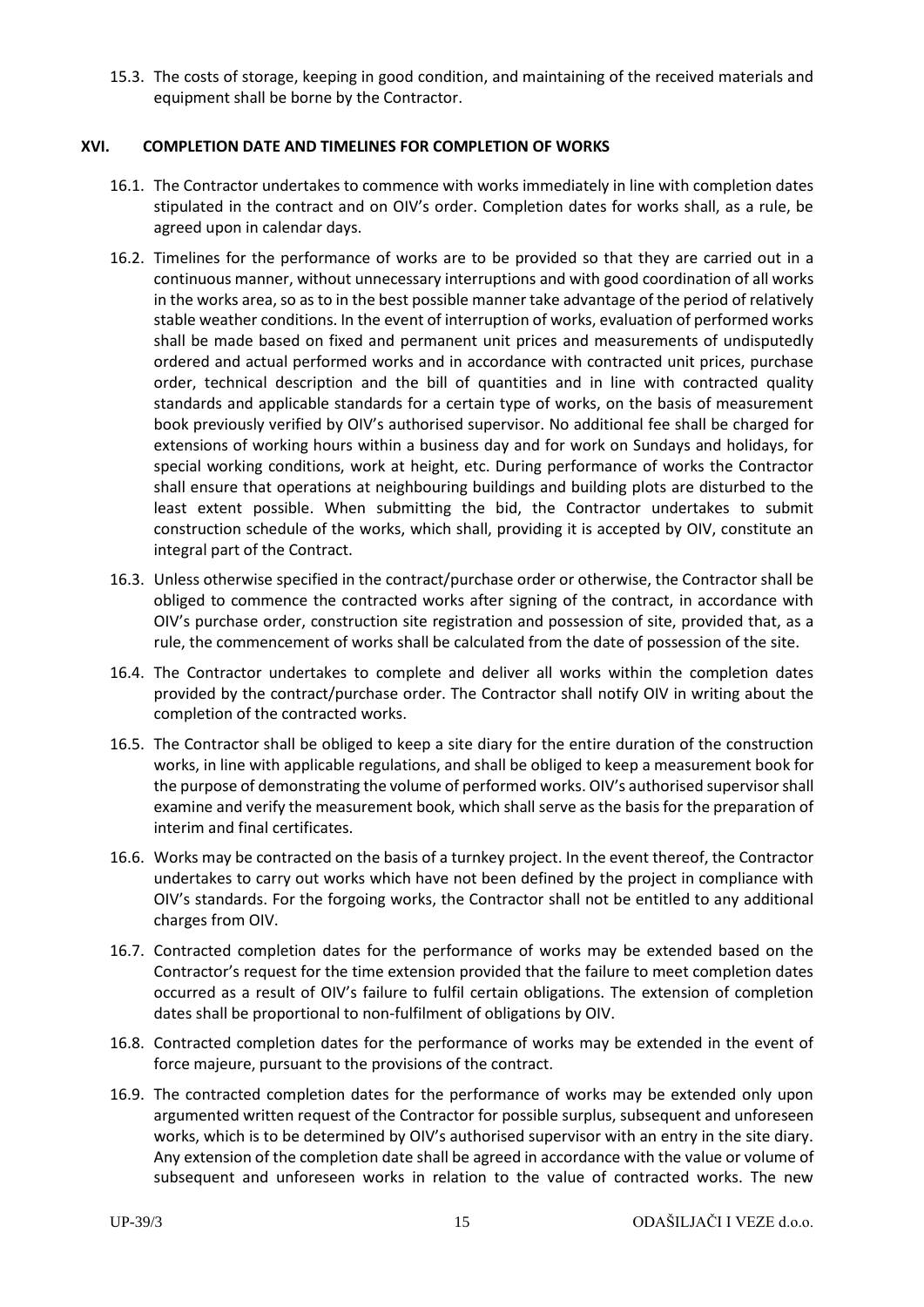15.3. The costs of storage, keeping in good condition, and maintaining of the received materials and equipment shall be borne by the Contractor.

## XVI. COMPLETION DATE AND TIMELINES FOR COMPLETION OF WORKS

16.1. The Contractor undertakes to commence with works immediately in line with completion dates stipulated in the contract and on OIV's order. Completion dates for works shall, as a rule, be agreed upon in calendar days.

16.2. Timelines for the performance of works are to be provided so that they are carried out in a continuous manner, without unnecessary interruptions and with good coordination of all works in the works area, so as to in the best possible manner take advantage of the period of relatively stable weather conditions. In the event of interruption of works, evaluation of performed works shall be made based on fixed and permanent unit prices and measurements of undisputedly ordered and actual performed works and in accordance with contracted unit prices, purchase order, technical description and the bill of quantities and in line with contracted quality standards and applicable standards for a certain type of works, on the basis of measurement book previously verified by OIV's authorised supervisor. No additional fee shall be charged for extensions of working hours within a business day and for work on Sundays and holidays, for special working conditions, work at height, etc. During performance of works the Contractor shall ensure that operations at neighbouring buildings and building plots are disturbed to the least extent possible. When submitting the bid, the Contractor undertakes to submit construction schedule of the works, which shall, providing it is accepted by OIV, constitute an integral part of the Contract.

16.3. Unless otherwise specified in the contract/purchase order or otherwise, the Contractor shall be obliged to commence the contracted works after signing of the contract, in accordance with OIV's purchase order, construction site registration and possession of site, provided that, as a rule, the commencement of works shall be calculated from the date of possession of the site.

16.4. The Contractor undertakes to complete and deliver all works within the completion dates provided by the contract/purchase order. The Contractor shall notify OIV in writing about the completion of the contracted works.

16.5. The Contractor shall be obliged to keep a site diary for the entire duration of the construction works, in line with applicable regulations, and shall be obliged to keep a measurement book for the purpose of demonstrating the volume of performed works. OIV's authorised supervisor shall examine and verify the measurement book, which shall serve as the basis for the preparation of interim and final certificates.

16.6. Works may be contracted on the basis of a turnkey project. In the event thereof, the Contractor undertakes to carry out works which have not been defined by the project in compliance with OIV's standards. For the forgoing works, the Contractor shall not be entitled to any additional charges from OIV.

16.7. Contracted completion dates for the performance of works may be extended based on the Contractor's request for the time extension provided that the failure to meet completion dates occurred as a result of OIV's failure to fulfil certain obligations. The extension of completion dates shall be proportional to non-fulfilment of obligations by OIV.

16.8. Contracted completion dates for the performance of works may be extended in the event of force majeure, pursuant to the provisions of the contract.

16.9. The contracted completion dates for the performance of works may be extended only upon argumented written request of the Contractor for possible surplus, subsequent and unforeseen works, which is to be determined by OIV's authorised supervisor with an entry in the site diary. Any extension of the completion date shall be agreed in accordance with the value or volume of subsequent and unforeseen works in relation to the value of contracted works. The new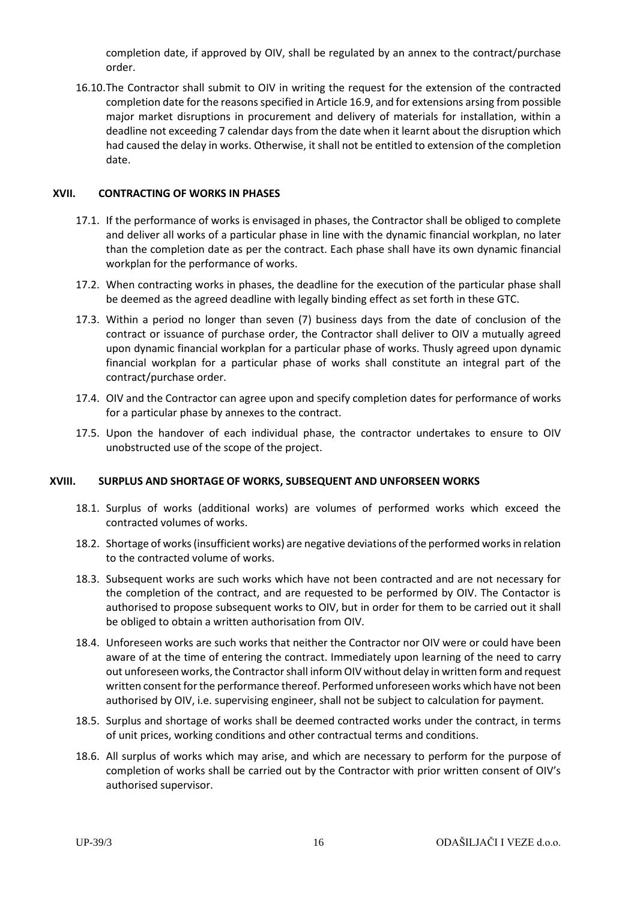completion date, if approved by OIV, shall be regulated by an annex to the contract/purchase order.

16.10. The Contractor shall submit to OIV in writing the request for the extension of the contracted completion date for the reasons specified in Article 16.9, and for extensions arsing from possible major market disruptions in procurement and delivery of materials for installation, within a deadline not exceeding 7 calendar days from the date when it learnt about the disruption which had caused the delay in works. Otherwise, it shall not be entitled to extension of the completion date.

## XVII. CONTRACTING OF WORKS IN PHASES

17.1. If the performance of works is envisaged in phases, the Contractor shall be obliged to complete and deliver all works of a particular phase in line with the dynamic financial workplan, no later than the completion date as per the contract. Each phase shall have its own dynamic financial workplan for the performance of works.

17.2. When contracting works in phases, the deadline for the execution of the particular phase shall be deemed as the agreed deadline with legally binding effect as set forth in these GTC.

17.3. Within a period no longer than seven (7) business days from the date of conclusion of the contract or issuance of purchase order, the Contractor shall deliver to OIV a mutually agreed upon dynamic financial workplan for a particular phase of works. Thusly agreed upon dynamic financial workplan for a particular phase of works shall constitute an integral part of the contract/purchase order.

17.4. OIV and the Contractor can agree upon and specify completion dates for performance of works for a particular phase by annexes to the contract.

17.5. Upon the handover of each individual phase, the contractor undertakes to ensure to OIV unobstructed use of the scope of the project.

## XVIII. SURPLUS AND SHORTAGE OF WORKS, SUBSEQUENT AND UNFORSEEN WORKS

18.1. Surplus of works (additional works) are volumes of performed works which exceed the contracted volumes of works.

18.2. Shortage of works (insufficient works) are negative deviations of the performed works in relation to the contracted volume of works.

18.3. Subsequent works are such works which have not been contracted and are not necessary for the completion of the contract, and are requested to be performed by OIV. The Contactor is authorised to propose subsequent works to OIV, but in order for them to be carried out it shall be obliged to obtain a written authorisation from OIV.

18.4. Unforeseen works are such works that neither the Contractor nor OIV were or could have been aware of at the time of entering the contract. Immediately upon learning of the need to carry out unforeseen works, the Contractor shall inform OIV without delay in written form and request written consent for the performance thereof. Performed unforeseen works which have not been authorised by OIV, i.e. supervising engineer, shall not be subject to calculation for payment.

18.5. Surplus and shortage of works shall be deemed contracted works under the contract, in terms of unit prices, working conditions and other contractual terms and conditions.

18.6. All surplus of works which may arise, and which are necessary to perform for the purpose of completion of works shall be carried out by the Contractor with prior written consent of OIV's authorised supervisor.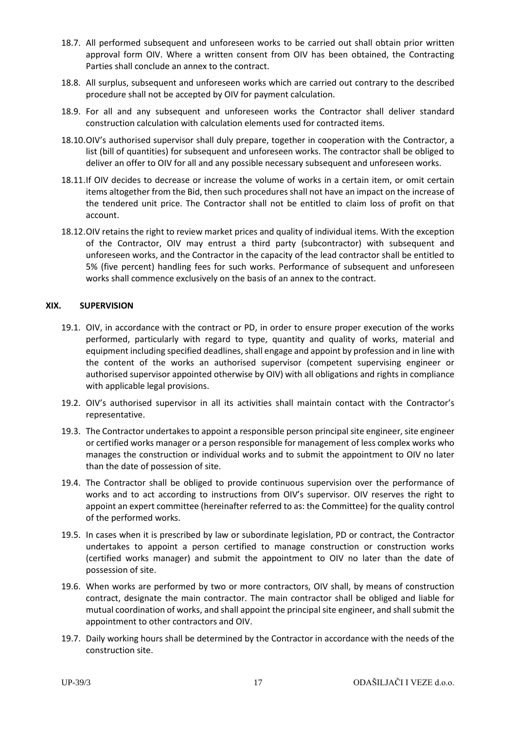18.7. All performed subsequent and unforeseen works to be carried out shall obtain prior written approval form OIV. Where a written consent from OIV has been obtained, the Contracting Parties shall conclude an annex to the contract.

18.8. All surplus, subsequent and unforeseen works which are carried out contrary to the described procedure shall not be accepted by OIV for payment calculation.

18.9. For all and any subsequent and unforeseen works the Contractor shall deliver standard construction calculation with calculation elements used for contracted items.

18.10. OIV's authorised supervisor shall duly prepare, together in cooperation with the Contractor, a list (bill of quantities) for subsequent and unforeseen works. The contractor shall be obliged to deliver an offer to OIV for all and any possible necessary subsequent and unforeseen works.

18.11. If OIV decides to decrease or increase the volume of works in a certain item, or omit certain items altogether from the Bid, then such procedures shall not have an impact on the increase of the tendered unit price. The Contractor shall not be entitled to claim loss of profit on that account.

18.12. OIV retains the right to review market prices and quality of individual items. With the exception of the Contractor, OIV may entrust a third party (subcontractor) with subsequent and unforeseen works, and the Contractor in the capacity of the lead contractor shall be entitled to 5% (five percent) handling fees for such works. Performance of subsequent and unforeseen works shall commence exclusively on the basis of an annex to the contract.

## XIX. SUPERVISION

19.1. OIV, in accordance with the contract or PD, in order to ensure proper execution of the works performed, particularly with regard to type, quantity and quality of works, material and equipment including specified deadlines, shall engage and appoint by profession and in line with the content of the works an authorised supervisor (competent supervising engineer or authorised supervisor appointed otherwise by OIV) with all obligations and rights in compliance with applicable legal provisions.

19.2. OIV's authorised supervisor in all its activities shall maintain contact with the Contractor's representative.

19.3. The Contractor undertakes to appoint a responsible person principal site engineer, site engineer or certified works manager or a person responsible for management of less complex works who manages the construction or individual works and to submit the appointment to OIV no later than the date of possession of site.

19.4. The Contractor shall be obliged to provide continuous supervision over the performance of works and to act according to instructions from OIV's supervisor. OIV reserves the right to appoint an expert committee (hereinafter referred to as: the Committee) for the quality control of the performed works.

19.5. In cases when it is prescribed by law or subordinate legislation, PD or contract, the Contractor undertakes to appoint a person certified to manage construction or construction works (certified works manager) and submit the appointment to OIV no later than the date of possession of site.

19.6. When works are performed by two or more contractors, OIV shall, by means of construction contract, designate the main contractor. The main contractor shall be obliged and liable for mutual coordination of works, and shall appoint the principal site engineer, and shall submit the appointment to other contractors and OIV.

19.7. Daily working hours shall be determined by the Contractor in accordance with the needs of the construction site.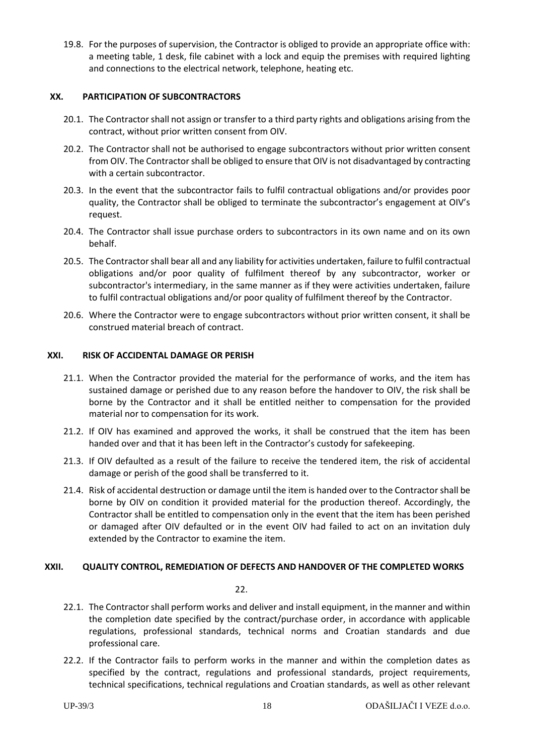19.8. For the purposes of supervision, the Contractor is obliged to provide an appropriate office with: a meeting table, 1 desk, file cabinet with a lock and equip the premises with required lighting and connections to the electrical network, telephone, heating etc.

## XX. PARTICIPATION OF SUBCONTRACTORS

20.1. The Contractor shall not assign or transfer to a third party rights and obligations arising from the contract, without prior written consent from OIV.

20.2. The Contractor shall not be authorised to engage subcontractors without prior written consent from OIV. The Contractor shall be obliged to ensure that OIV is not disadvantaged by contracting with a certain subcontractor.

20.3. In the event that the subcontractor fails to fulfil contractual obligations and/or provides poor quality, the Contractor shall be obliged to terminate the subcontractor's engagement at OIV's request.

20.4. The Contractor shall issue purchase orders to subcontractors in its own name and on its own behalf.

20.5. The Contractor shall bear all and any liability for activities undertaken, failure to fulfil contractual obligations and/or poor quality of fulfilment thereof by any subcontractor, worker or subcontractor's intermediary, in the same manner as if they were activities undertaken, failure to fulfil contractual obligations and/or poor quality of fulfilment thereof by the Contractor.

20.6. Where the Contractor were to engage subcontractors without prior written consent, it shall be construed material breach of contract.

## XXI. RISK OF ACCIDENTAL DAMAGE OR PERISH

21.1. When the Contractor provided the material for the performance of works, and the item has sustained damage or perished due to any reason before the handover to OIV, the risk shall be borne by the Contractor and it shall be entitled neither to compensation for the provided material nor to compensation for its work.

21.2. If OIV has examined and approved the works, it shall be construed that the item has been handed over and that it has been left in the Contractor's custody for safekeeping.

21.3. If OIV defaulted as a result of the failure to receive the tendered item, the risk of accidental damage or perish of the good shall be transferred to it.

21.4. Risk of accidental destruction or damage until the item is handed over to the Contractor shall be borne by OIV on condition it provided material for the production thereof. Accordingly, the Contractor shall be entitled to compensation only in the event that the item has been perished or damaged after OIV defaulted or in the event OIV had failed to act on an invitation duly extended by the Contractor to examine the item.

## XXII. QUALITY CONTROL, REMEDIATION OF DEFECTS AND HANDOVER OF THE COMPLETED WORKS

22.

22.1. The Contractor shall perform works and deliver and install equipment, in the manner and within the completion date specified by the contract/purchase order, in accordance with applicable regulations, professional standards, technical norms and Croatian standards and due professional care.

22.2. If the Contractor fails to perform works in the manner and within the completion dates as specified by the contract, regulations and professional standards, project requirements, technical specifications, technical regulations and Croatian standards, as well as other relevant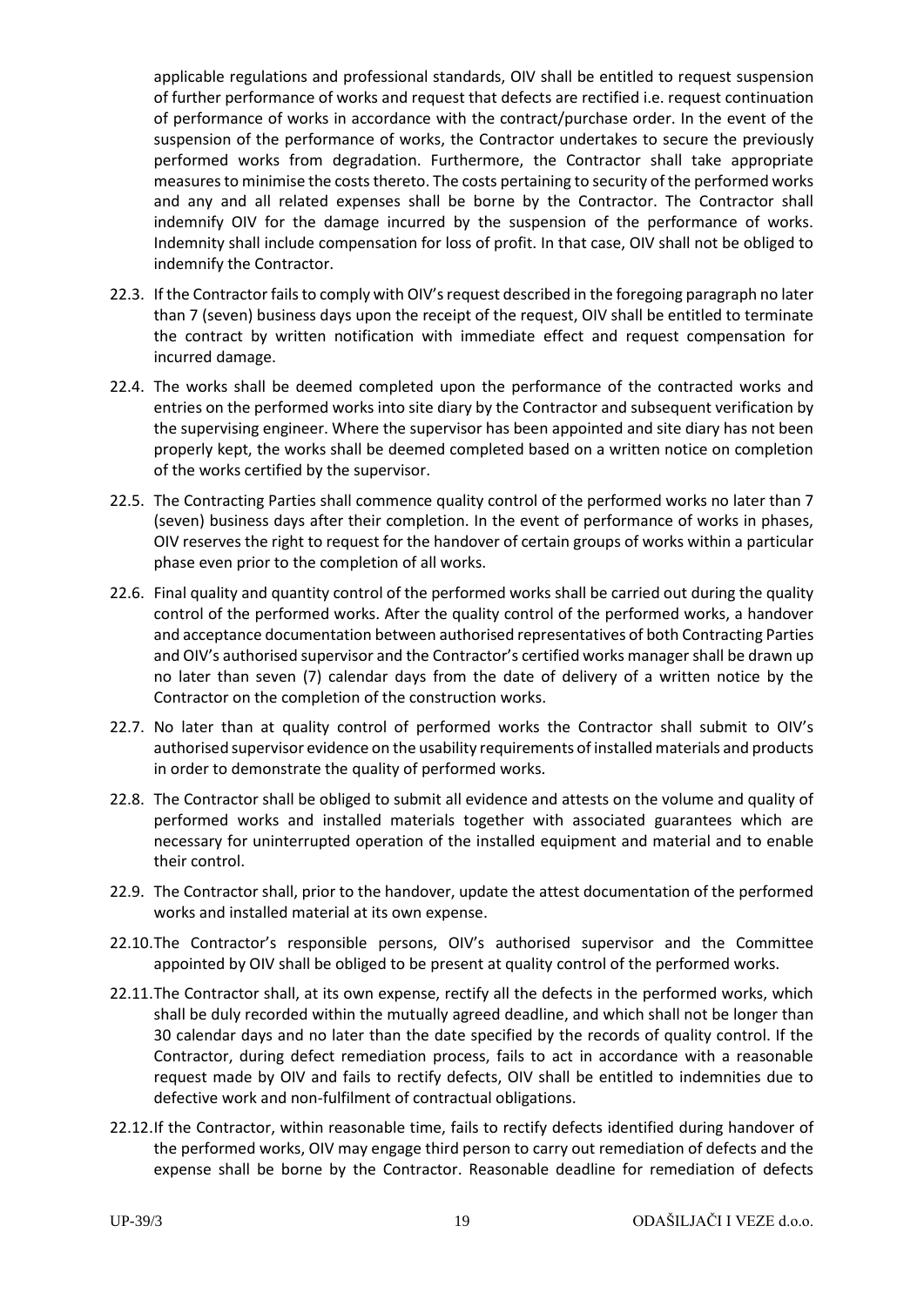applicable regulations and professional standards, OIV shall be entitled to request suspension of further performance of works and request that defects are rectified i.e. request continuation of performance of works in accordance with the contract/purchase order. In the event of the suspension of the performance of works, the Contractor undertakes to secure the previously performed works from degradation. Furthermore, the Contractor shall take appropriate measures to minimise the costs thereto. The costs pertaining to security of the performed works and any and all related expenses shall be borne by the Contractor. The Contractor shall indemnify OIV for the damage incurred by the suspension of the performance of works. Indemnity shall include compensation for loss of profit. In that case, OIV shall not be obliged to indemnify the Contractor.

22.3. If the Contractor fails to comply with OIV's request described in the foregoing paragraph no later than 7 (seven) business days upon the receipt of the request, OIV shall be entitled to terminate the contract by written notification with immediate effect and request compensation for incurred damage.

22.4. The works shall be deemed completed upon the performance of the contracted works and entries on the performed works into site diary by the Contractor and subsequent verification by the supervising engineer. Where the supervisor has been appointed and site diary has not been properly kept, the works shall be deemed completed based on a written notice on completion of the works certified by the supervisor.

22.5. The Contracting Parties shall commence quality control of the performed works no later than 7 (seven) business days after their completion. In the event of performance of works in phases, OIV reserves the right to request for the handover of certain groups of works within a particular phase even prior to the completion of all works.

22.6. Final quality and quantity control of the performed works shall be carried out during the quality control of the performed works. After the quality control of the performed works, a handover and acceptance documentation between authorised representatives of both Contracting Parties and OIV's authorised supervisor and the Contractor's certified works manager shall be drawn up no later than seven (7) calendar days from the date of delivery of a written notice by the Contractor on the completion of the construction works.

22.7. No later than at quality control of performed works the Contractor shall submit to OIV's authorised supervisor evidence on the usability requirements of installed materials and products in order to demonstrate the quality of performed works.

22.8. The Contractor shall be obliged to submit all evidence and attests on the volume and quality of performed works and installed materials together with associated guarantees which are necessary for uninterrupted operation of the installed equipment and material and to enable their control.

22.9. The Contractor shall, prior to the handover, update the attest documentation of the performed works and installed material at its own expense.

22.10. The Contractor's responsible persons, OIV's authorised supervisor and the Committee appointed by OIV shall be obliged to be present at quality control of the performed works.

22.11. The Contractor shall, at its own expense, rectify all the defects in the performed works, which shall be duly recorded within the mutually agreed deadline, and which shall not be longer than 30 calendar days and no later than the date specified by the records of quality control. If the Contractor, during defect remediation process, fails to act in accordance with a reasonable request made by OIV and fails to rectify defects, OIV shall be entitled to indemnities due to defective work and non-fulfilment of contractual obligations.

22.12. If the Contractor, within reasonable time, fails to rectify defects identified during handover of the performed works, OIV may engage third person to carry out remediation of defects and the expense shall be borne by the Contractor. Reasonable deadline for remediation of defects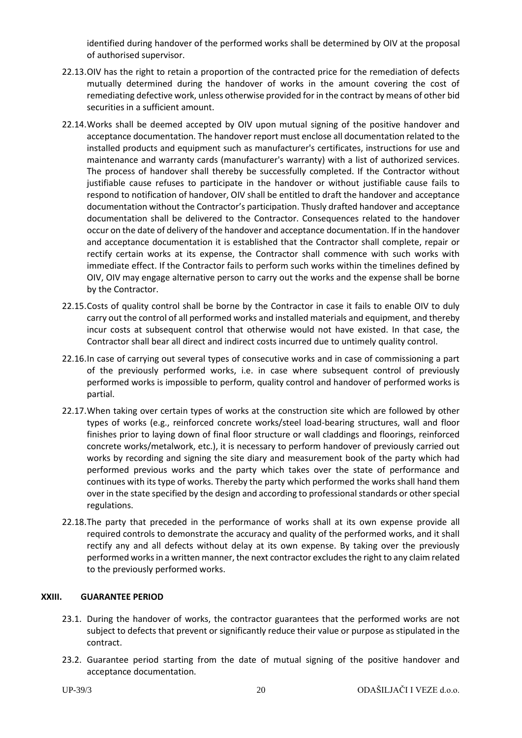identified during handover of the performed works shall be determined by OIV at the proposal of authorised supervisor.

22.13. OIV has the right to retain a proportion of the contracted price for the remediation of defects mutually determined during the handover of works in the amount covering the cost of remediating defective work, unless otherwise provided for in the contract by means of other bid securities in a sufficient amount.

22.14. Works shall be deemed accepted by OIV upon mutual signing of the positive handover and acceptance documentation. The handover report must enclose all documentation related to the installed products and equipment such as manufacturer's certificates, instructions for use and maintenance and warranty cards (manufacturer's warranty) with a list of authorized services. The process of handover shall thereby be successfully completed. If the Contractor without justifiable cause refuses to participate in the handover or without justifiable cause fails to respond to notification of handover, OIV shall be entitled to draft the handover and acceptance documentation without the Contractor's participation. Thusly drafted handover and acceptance documentation shall be delivered to the Contractor. Consequences related to the handover occur on the date of delivery of the handover and acceptance documentation. If in the handover and acceptance documentation it is established that the Contractor shall complete, repair or rectify certain works at its expense, the Contractor shall commence with such works with immediate effect. If the Contractor fails to perform such works within the timelines defined by OIV, OIV may engage alternative person to carry out the works and the expense shall be borne by the Contractor.

22.15. Costs of quality control shall be borne by the Contractor in case it fails to enable OIV to duly carry out the control of all performed works and installed materials and equipment, and thereby incur costs at subsequent control that otherwise would not have existed. In that case, the Contractor shall bear all direct and indirect costs incurred due to untimely quality control.

22.16. In case of carrying out several types of consecutive works and in case of commissioning a part of the previously performed works, i.e. in case where subsequent control of previously performed works is impossible to perform, quality control and handover of performed works is partial.

22.17. When taking over certain types of works at the construction site which are followed by other types of works (e.g., reinforced concrete works/steel load-bearing structures, wall and floor finishes prior to laying down of final floor structure or wall claddings and floorings, reinforced concrete works/metalwork, etc.), it is necessary to perform handover of previously carried out works by recording and signing the site diary and measurement book of the party which had performed previous works and the party which takes over the state of performance and continues with its type of works. Thereby the party which performed the works shall hand them over in the state specified by the design and according to professional standards or other special regulations.

22.18. The party that preceded in the performance of works shall at its own expense provide all required controls to demonstrate the accuracy and quality of the performed works, and it shall rectify any and all defects without delay at its own expense. By taking over the previously performed works in a written manner, the next contractor excludes the right to any claim related to the previously performed works.

## XXIII. GUARANTEE PERIOD

23.1. During the handover of works, the contractor guarantees that the performed works are not subject to defects that prevent or significantly reduce their value or purpose as stipulated in the contract.

23.2. Guarantee period starting from the date of mutual signing of the positive handover and acceptance documentation.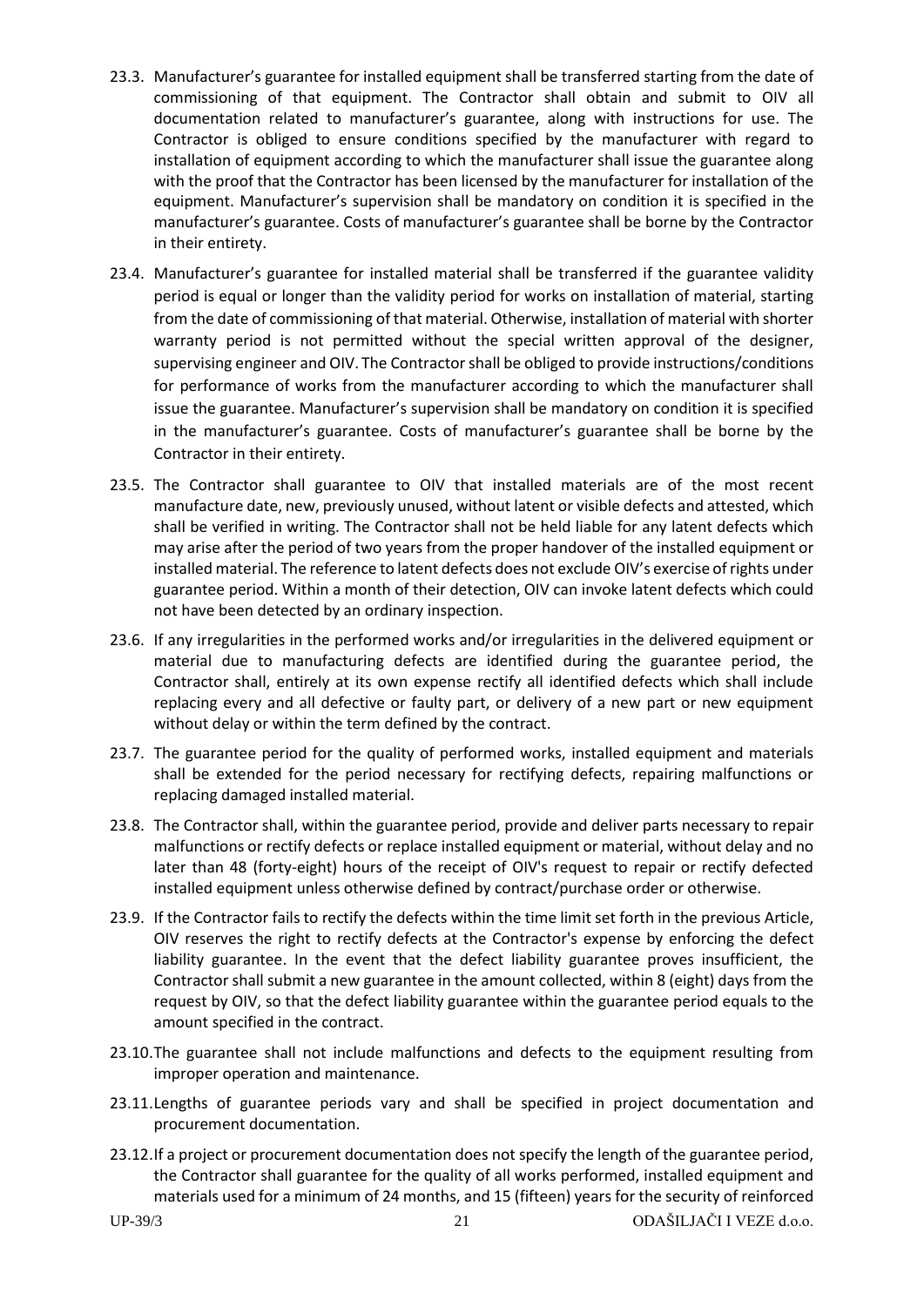23.3. Manufacturer's guarantee for installed equipment shall be transferred starting from the date of commissioning of that equipment. The Contractor shall obtain and submit to OIV all documentation related to manufacturer's guarantee, along with instructions for use. The Contractor is obliged to ensure conditions specified by the manufacturer with regard to installation of equipment according to which the manufacturer shall issue the guarantee along with the proof that the Contractor has been licensed by the manufacturer for installation of the equipment. Manufacturer's supervision shall be mandatory on condition it is specified in the manufacturer's guarantee. Costs of manufacturer's guarantee shall be borne by the Contractor in their entirety.

23.4. Manufacturer's guarantee for installed material shall be transferred if the guarantee validity period is equal or longer than the validity period for works on installation of material, starting from the date of commissioning of that material. Otherwise, installation of material with shorter warranty period is not permitted without the special written approval of the designer, supervising engineer and OIV. The Contractor shall be obliged to provide instructions/conditions for performance of works from the manufacturer according to which the manufacturer shall issue the guarantee. Manufacturer's supervision shall be mandatory on condition it is specified in the manufacturer's guarantee. Costs of manufacturer's guarantee shall be borne by the Contractor in their entirety.

23.5. The Contractor shall guarantee to OIV that installed materials are of the most recent manufacture date, new, previously unused, without latent or visible defects and attested, which shall be verified in writing. The Contractor shall not be held liable for any latent defects which may arise after the period of two years from the proper handover of the installed equipment or installed material. The reference to latent defects does not exclude OIV's exercise of rights under guarantee period. Within a month of their detection, OIV can invoke latent defects which could not have been detected by an ordinary inspection.

23.6. If any irregularities in the performed works and/or irregularities in the delivered equipment or material due to manufacturing defects are identified during the guarantee period, the Contractor shall, entirely at its own expense rectify all identified defects which shall include replacing every and all defective or faulty part, or delivery of a new part or new equipment without delay or within the term defined by the contract.

23.7. The guarantee period for the quality of performed works, installed equipment and materials shall be extended for the period necessary for rectifying defects, repairing malfunctions or replacing damaged installed material.

23.8. The Contractor shall, within the guarantee period, provide and deliver parts necessary to repair malfunctions or rectify defects or replace installed equipment or material, without delay and no later than 48 (forty-eight) hours of the receipt of OIV's request to repair or rectify defected installed equipment unless otherwise defined by contract/purchase order or otherwise.

23.9. If the Contractor fails to rectify the defects within the time limit set forth in the previous Article, OIV reserves the right to rectify defects at the Contractor's expense by enforcing the defect liability guarantee. In the event that the defect liability guarantee proves insufficient, the Contractor shall submit a new guarantee in the amount collected, within 8 (eight) days from the request by OIV, so that the defect liability guarantee within the guarantee period equals to the amount specified in the contract.

23.10. The guarantee shall not include malfunctions and defects to the equipment resulting from improper operation and maintenance.

23.11. Lengths of guarantee periods vary and shall be specified in project documentation and procurement documentation.

23.12. If a project or procurement documentation does not specify the length of the guarantee period, the Contractor shall guarantee for the quality of all works performed, installed equipment and materials used for a minimum of 24 months, and 15 (fifteen) years for the security of reinforced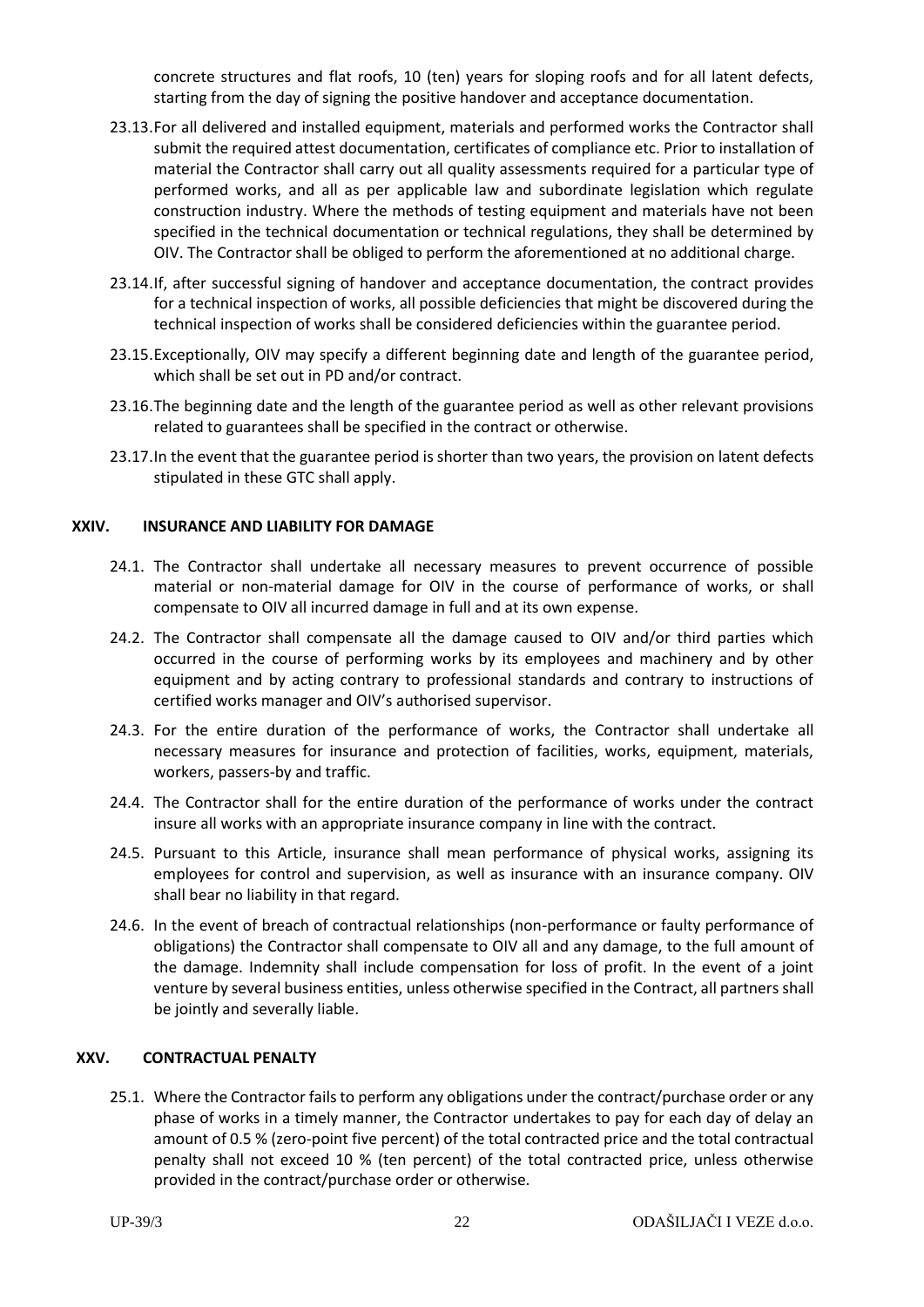concrete structures and flat roofs, 10 (ten) years for sloping roofs and for all latent defects, starting from the day of signing the positive handover and acceptance documentation.

23.13. For all delivered and installed equipment, materials and performed works the Contractor shall submit the required attest documentation, certificates of compliance etc. Prior to installation of material the Contractor shall carry out all quality assessments required for a particular type of performed works, and all as per applicable law and subordinate legislation which regulate construction industry. Where the methods of testing equipment and materials have not been specified in the technical documentation or technical regulations, they shall be determined by OIV. The Contractor shall be obliged to perform the aforementioned at no additional charge.

23.14. If, after successful signing of handover and acceptance documentation, the contract provides for a technical inspection of works, all possible deficiencies that might be discovered during the technical inspection of works shall be considered deficiencies within the guarantee period.

23.15. Exceptionally, OIV may specify a different beginning date and length of the guarantee period, which shall be set out in PD and/or contract.

23.16. The beginning date and the length of the guarantee period as well as other relevant provisions related to guarantees shall be specified in the contract or otherwise.

23.17. In the event that the guarantee period is shorter than two years, the provision on latent defects stipulated in these GTC shall apply.

## XXIV. INSURANCE AND LIABILITY FOR DAMAGE

24.1. The Contractor shall undertake all necessary measures to prevent occurrence of possible material or non-material damage for OIV in the course of performance of works, or shall compensate to OIV all incurred damage in full and at its own expense.

24.2. The Contractor shall compensate all the damage caused to OIV and/or third parties which occurred in the course of performing works by its employees and machinery and by other equipment and by acting contrary to professional standards and contrary to instructions of certified works manager and OIV's authorised supervisor.

24.3. For the entire duration of the performance of works, the Contractor shall undertake all necessary measures for insurance and protection of facilities, works, equipment, materials, workers, passers-by and traffic.

24.4. The Contractor shall for the entire duration of the performance of works under the contract insure all works with an appropriate insurance company in line with the contract.

24.5. Pursuant to this Article, insurance shall mean performance of physical works, assigning its employees for control and supervision, as well as insurance with an insurance company. OIV shall bear no liability in that regard.

24.6. In the event of breach of contractual relationships (non-performance or faulty performance of obligations) the Contractor shall compensate to OIV all and any damage, to the full amount of the damage. Indemnity shall include compensation for loss of profit. In the event of a joint venture by several business entities, unless otherwise specified in the Contract, all partners shall be jointly and severally liable.

## XXV. CONTRACTUAL PENALTY

25.1. Where the Contractor fails to perform any obligations under the contract/purchase order or any phase of works in a timely manner, the Contractor undertakes to pay for each day of delay an amount of 0.5 % (zero-point five percent) of the total contracted price and the total contractual penalty shall not exceed 10 % (ten percent) of the total contracted price, unless otherwise provided in the contract/purchase order or otherwise.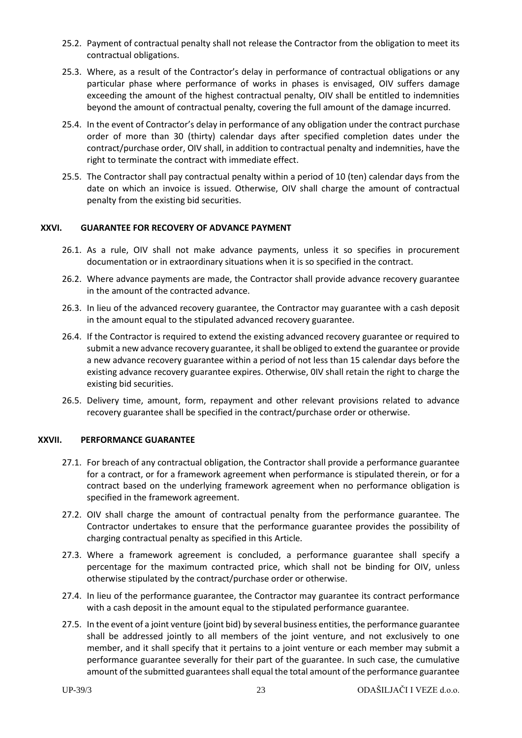25.2. Payment of contractual penalty shall not release the Contractor from the obligation to meet its contractual obligations.

25.3. Where, as a result of the Contractor's delay in performance of contractual obligations or any particular phase where performance of works in phases is envisaged, OIV suffers damage exceeding the amount of the highest contractual penalty, OIV shall be entitled to indemnities beyond the amount of contractual penalty, covering the full amount of the damage incurred.

25.4. In the event of Contractor's delay in performance of any obligation under the contract purchase order of more than 30 (thirty) calendar days after specified completion dates under the contract/purchase order, OIV shall, in addition to contractual penalty and indemnities, have the right to terminate the contract with immediate effect.

25.5. The Contractor shall pay contractual penalty within a period of 10 (ten) calendar days from the date on which an invoice is issued. Otherwise, OIV shall charge the amount of contractual penalty from the existing bid securities.

## XXVI. GUARANTEE FOR RECOVERY OF ADVANCE PAYMENT

26.1. As a rule, OIV shall not make advance payments, unless it so specifies in procurement documentation or in extraordinary situations when it is so specified in the contract.

26.2. Where advance payments are made, the Contractor shall provide advance recovery guarantee in the amount of the contracted advance.

26.3. In lieu of the advanced recovery guarantee, the Contractor may guarantee with a cash deposit in the amount equal to the stipulated advanced recovery guarantee.

26.4. If the Contractor is required to extend the existing advanced recovery guarantee or required to submit a new advance recovery guarantee, it shall be obliged to extend the guarantee or provide a new advance recovery guarantee within a period of not less than 15 calendar days before the existing advance recovery guarantee expires. Otherwise, 0IV shall retain the right to charge the existing bid securities.

26.5. Delivery time, amount, form, repayment and other relevant provisions related to advance recovery guarantee shall be specified in the contract/purchase order or otherwise.

## XXVII. PERFORMANCE GUARANTEE

27.1. For breach of any contractual obligation, the Contractor shall provide a performance guarantee for a contract, or for a framework agreement when performance is stipulated therein, or for a contract based on the underlying framework agreement when no performance obligation is specified in the framework agreement.

27.2. OIV shall charge the amount of contractual penalty from the performance guarantee. The Contractor undertakes to ensure that the performance guarantee provides the possibility of charging contractual penalty as specified in this Article.

27.3. Where a framework agreement is concluded, a performance guarantee shall specify a percentage for the maximum contracted price, which shall not be binding for OIV, unless otherwise stipulated by the contract/purchase order or otherwise.

27.4. In lieu of the performance guarantee, the Contractor may guarantee its contract performance with a cash deposit in the amount equal to the stipulated performance guarantee.

27.5. In the event of a joint venture (joint bid) by several business entities, the performance guarantee shall be addressed jointly to all members of the joint venture, and not exclusively to one member, and it shall specify that it pertains to a joint venture or each member may submit a performance guarantee severally for their part of the guarantee. In such case, the cumulative amount of the submitted guarantees shall equal the total amount of the performance guarantee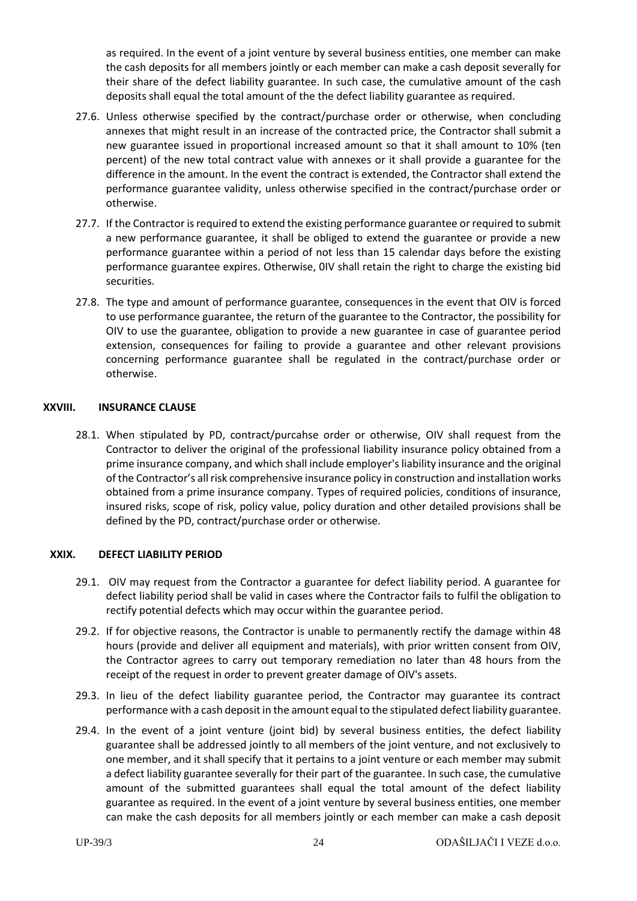as required. In the event of a joint venture by several business entities, one member can make the cash deposits for all members jointly or each member can make a cash deposit severally for their share of the defect liability guarantee. In such case, the cumulative amount of the cash deposits shall equal the total amount of the the defect liability guarantee as required.

27.6. Unless otherwise specified by the contract/purchase order or otherwise, when concluding annexes that might result in an increase of the contracted price, the Contractor shall submit a new guarantee issued in proportional increased amount so that it shall amount to 10% (ten percent) of the new total contract value with annexes or it shall provide a guarantee for the difference in the amount. In the event the contract is extended, the Contractor shall extend the performance guarantee validity, unless otherwise specified in the contract/purchase order or otherwise.

27.7. If the Contractor is required to extend the existing performance guarantee or required to submit a new performance guarantee, it shall be obliged to extend the guarantee or provide a new performance guarantee within a period of not less than 15 calendar days before the existing performance guarantee expires. Otherwise, 0IV shall retain the right to charge the existing bid securities.

27.8. The type and amount of performance guarantee, consequences in the event that OIV is forced to use performance guarantee, the return of the guarantee to the Contractor, the possibility for OIV to use the guarantee, obligation to provide a new guarantee in case of guarantee period extension, consequences for failing to provide a guarantee and other relevant provisions concerning performance guarantee shall be regulated in the contract/purchase order or otherwise.

## XXVIII. INSURANCE CLAUSE

28.1. When stipulated by PD, contract/purcahse order or otherwise, OIV shall request from the Contractor to deliver the original of the professional liability insurance policy obtained from a prime insurance company, and which shall include employer's liability insurance and the original of the Contractor's all risk comprehensive insurance policy in construction and installation works obtained from a prime insurance company. Types of required policies, conditions of insurance, insured risks, scope of risk, policy value, policy duration and other detailed provisions shall be defined by the PD, contract/purchase order or otherwise.

## XXIX. DEFECT LIABILITY PERIOD

29.1. OIV may request from the Contractor a guarantee for defect liability period. A guarantee for defect liability period shall be valid in cases where the Contractor fails to fulfil the obligation to rectify potential defects which may occur within the guarantee period.

29.2. If for objective reasons, the Contractor is unable to permanently rectify the damage within 48 hours (provide and deliver all equipment and materials), with prior written consent from OIV, the Contractor agrees to carry out temporary remediation no later than 48 hours from the receipt of the request in order to prevent greater damage of OIV's assets.

29.3. In lieu of the defect liability guarantee period, the Contractor may guarantee its contract performance with a cash deposit in the amount equal to the stipulated defect liability guarantee.

29.4. In the event of a joint venture (joint bid) by several business entities, the defect liability guarantee shall be addressed jointly to all members of the joint venture, and not exclusively to one member, and it shall specify that it pertains to a joint venture or each member may submit a defect liability guarantee severally for their part of the guarantee. In such case, the cumulative amount of the submitted guarantees shall equal the total amount of the defect liability guarantee as required. In the event of a joint venture by several business entities, one member can make the cash deposits for all members jointly or each member can make a cash deposit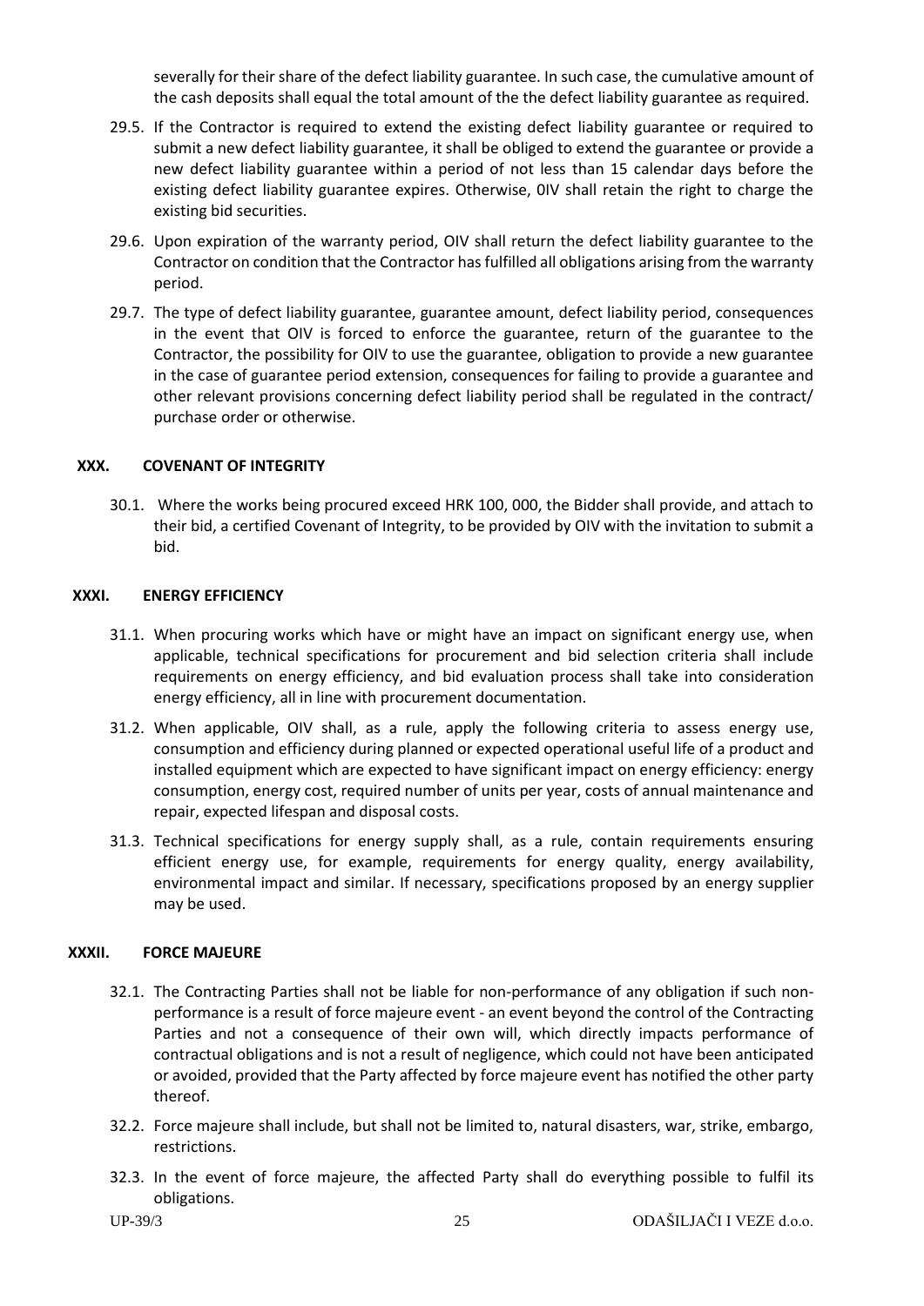severally for their share of the defect liability guarantee. In such case, the cumulative amount of the cash deposits shall equal the total amount of the the defect liability guarantee as required.

29.5. If the Contractor is required to extend the existing defect liability guarantee or required to submit a new defect liability guarantee, it shall be obliged to extend the guarantee or provide a new defect liability guarantee within a period of not less than 15 calendar days before the existing defect liability guarantee expires. Otherwise, 0IV shall retain the right to charge the existing bid securities.

29.6. Upon expiration of the warranty period, OIV shall return the defect liability guarantee to the Contractor on condition that the Contractor has fulfilled all obligations arising from the warranty period.

29.7. The type of defect liability guarantee, guarantee amount, defect liability period, consequences in the event that OIV is forced to enforce the guarantee, return of the guarantee to the Contractor, the possibility for OIV to use the guarantee, obligation to provide a new guarantee in the case of guarantee period extension, consequences for failing to provide a guarantee and other relevant provisions concerning defect liability period shall be regulated in the contract/ purchase order or otherwise.

## XXX. COVENANT OF INTEGRITY

30.1. Where the works being procured exceed HRK 100, 000, the Bidder shall provide, and attach to their bid, a certified Covenant of Integrity, to be provided by OIV with the invitation to submit a bid.

## XXXI. ENERGY EFFICIENCY

31.1. When procuring works which have or might have an impact on significant energy use, when applicable, technical specifications for procurement and bid selection criteria shall include requirements on energy efficiency, and bid evaluation process shall take into consideration energy efficiency, all in line with procurement documentation.

31.2. When applicable, OIV shall, as a rule, apply the following criteria to assess energy use, consumption and efficiency during planned or expected operational useful life of a product and installed equipment which are expected to have significant impact on energy efficiency: energy consumption, energy cost, required number of units per year, costs of annual maintenance and repair, expected lifespan and disposal costs.

31.3. Technical specifications for energy supply shall, as a rule, contain requirements ensuring efficient energy use, for example, requirements for energy quality, energy availability, environmental impact and similar. If necessary, specifications proposed by an energy supplier may be used.

## XXXII. FORCE MAJEURE

32.1. The Contracting Parties shall not be liable for non-performance of any obligation if such non-performance is a result of force majeure event - an event beyond the control of the Contracting Parties and not a consequence of their own will, which directly impacts performance of contractual obligations and is not a result of negligence, which could not have been anticipated or avoided, provided that the Party affected by force majeure event has notified the other party thereof.

32.2. Force majeure shall include, but shall not be limited to, natural disasters, war, strike, embargo, restrictions.

32.3. In the event of force majeure, the affected Party shall do everything possible to fulfil its obligations.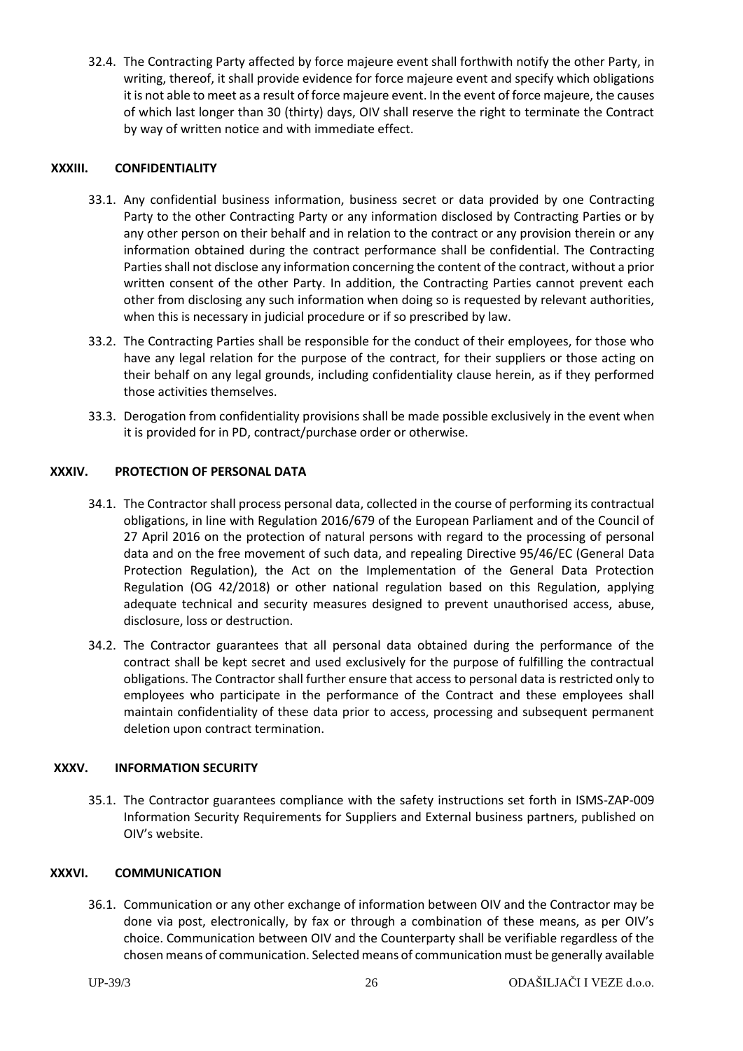32.4. The Contracting Party affected by force majeure event shall forthwith notify the other Party, in writing, thereof, it shall provide evidence for force majeure event and specify which obligations it is not able to meet as a result of force majeure event. In the event of force majeure, the causes of which last longer than 30 (thirty) days, OIV shall reserve the right to terminate the Contract by way of written notice and with immediate effect.

## XXXIII. CONFIDENTIALITY

33.1. Any confidential business information, business secret or data provided by one Contracting Party to the other Contracting Party or any information disclosed by Contracting Parties or by any other person on their behalf and in relation to the contract or any provision therein or any information obtained during the contract performance shall be confidential. The Contracting Parties shall not disclose any information concerning the content of the contract, without a prior written consent of the other Party. In addition, the Contracting Parties cannot prevent each other from disclosing any such information when doing so is requested by relevant authorities, when this is necessary in judicial procedure or if so prescribed by law.

33.2. The Contracting Parties shall be responsible for the conduct of their employees, for those who have any legal relation for the purpose of the contract, for their suppliers or those acting on their behalf on any legal grounds, including confidentiality clause herein, as if they performed those activities themselves.

33.3. Derogation from confidentiality provisions shall be made possible exclusively in the event when it is provided for in PD, contract/purchase order or otherwise.

## XXXIV. PROTECTION OF PERSONAL DATA

34.1. The Contractor shall process personal data, collected in the course of performing its contractual obligations, in line with Regulation 2016/679 of the European Parliament and of the Council of 27 April 2016 on the protection of natural persons with regard to the processing of personal data and on the free movement of such data, and repealing Directive 95/46/EC (General Data Protection Regulation), the Act on the Implementation of the General Data Protection Regulation (OG 42/2018) or other national regulation based on this Regulation, applying adequate technical and security measures designed to prevent unauthorised access, abuse, disclosure, loss or destruction.

34.2. The Contractor guarantees that all personal data obtained during the performance of the contract shall be kept secret and used exclusively for the purpose of fulfilling the contractual obligations. The Contractor shall further ensure that access to personal data is restricted only to employees who participate in the performance of the Contract and these employees shall maintain confidentiality of these data prior to access, processing and subsequent permanent deletion upon contract termination.

## XXXV. INFORMATION SECURITY

35.1. The Contractor guarantees compliance with the safety instructions set forth in ISMS-ZAP-009 Information Security Requirements for Suppliers and External business partners, published on OIV's website.

## XXXVI. COMMUNICATION

36.1. Communication or any other exchange of information between OIV and the Contractor may be done via post, electronically, by fax or through a combination of these means, as per OIV's choice. Communication between OIV and the Counterparty shall be verifiable regardless of the chosen means of communication. Selected means of communication must be generally available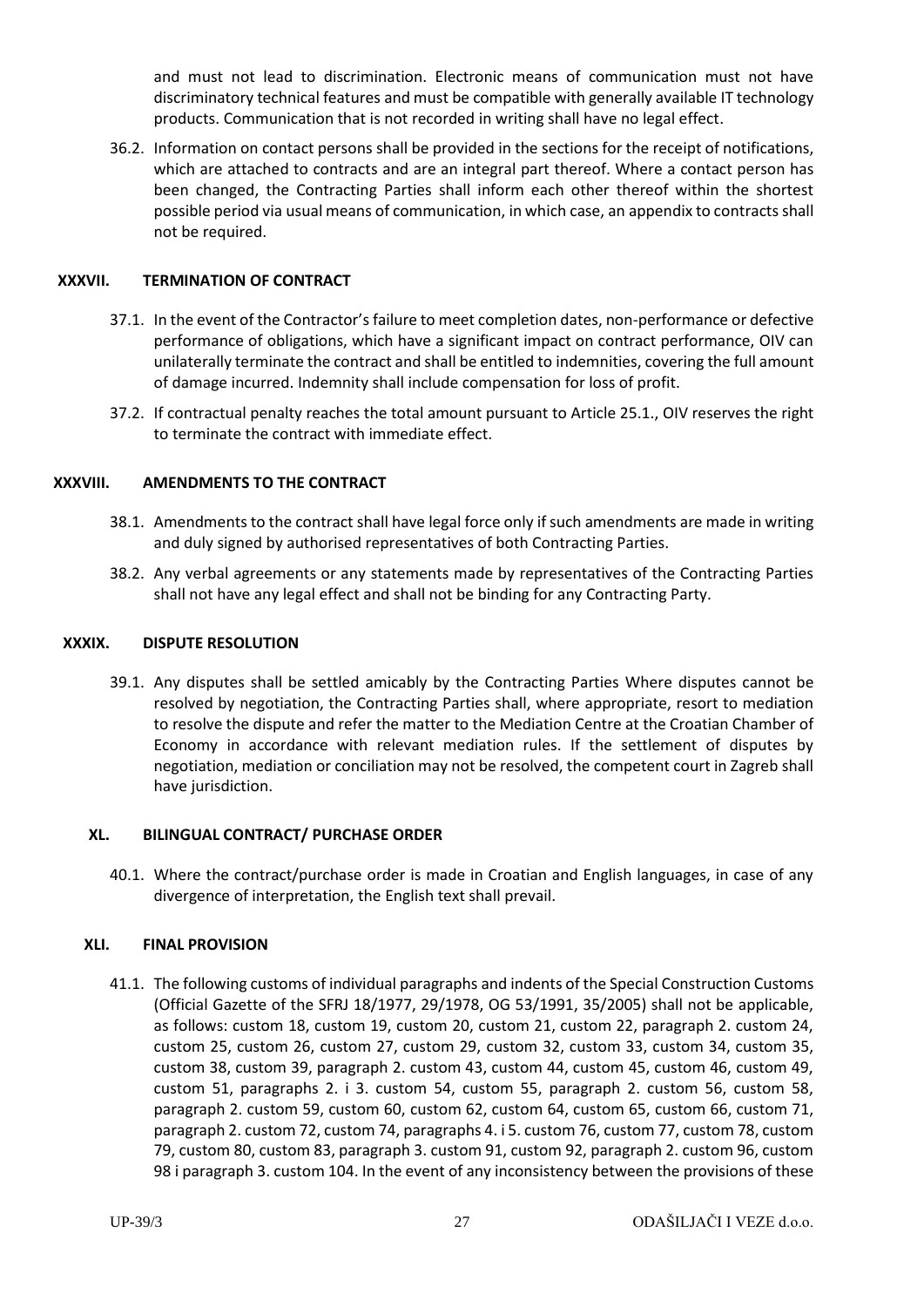and must not lead to discrimination. Electronic means of communication must not have discriminatory technical features and must be compatible with generally available IT technology products. Communication that is not recorded in writing shall have no legal effect.

36.2. Information on contact persons shall be provided in the sections for the receipt of notifications, which are attached to contracts and are an integral part thereof. Where a contact person has been changed, the Contracting Parties shall inform each other thereof within the shortest possible period via usual means of communication, in which case, an appendix to contracts shall not be required.

## XXXVII. TERMINATION OF CONTRACT

37.1. In the event of the Contractor's failure to meet completion dates, non-performance or defective performance of obligations, which have a significant impact on contract performance, OIV can unilaterally terminate the contract and shall be entitled to indemnities, covering the full amount of damage incurred. Indemnity shall include compensation for loss of profit.

37.2. If contractual penalty reaches the total amount pursuant to Article 25.1., OIV reserves the right to terminate the contract with immediate effect.

## XXXVIII. AMENDMENTS TO THE CONTRACT

38.1. Amendments to the contract shall have legal force only if such amendments are made in writing and duly signed by authorised representatives of both Contracting Parties.

38.2. Any verbal agreements or any statements made by representatives of the Contracting Parties shall not have any legal effect and shall not be binding for any Contracting Party.

## XXXIX. DISPUTE RESOLUTION

39.1. Any disputes shall be settled amicably by the Contracting Parties Where disputes cannot be resolved by negotiation, the Contracting Parties shall, where appropriate, resort to mediation to resolve the dispute and refer the matter to the Mediation Centre at the Croatian Chamber of Economy in accordance with relevant mediation rules. If the settlement of disputes by negotiation, mediation or conciliation may not be resolved, the competent court in Zagreb shall have jurisdiction.

## XL. BILINGUAL CONTRACT/ PURCHASE ORDER

40.1. Where the contract/purchase order is made in Croatian and English languages, in case of any divergence of interpretation, the English text shall prevail.

## XLI. FINAL PROVISION

41.1. The following customs of individual paragraphs and indents of the Special Construction Customs (Official Gazette of the SFRJ 18/1977, 29/1978, OG 53/1991, 35/2005) shall not be applicable, as follows: custom 18, custom 19, custom 20, custom 21, custom 22, paragraph 2. custom 24, custom 25, custom 26, custom 27, custom 29, custom 32, custom 33, custom 34, custom 35, custom 38, custom 39, paragraph 2. custom 43, custom 44, custom 45, custom 46, custom 49, custom 51, paragraphs 2. i 3. custom 54, custom 55, paragraph 2. custom 56, custom 58, paragraph 2. custom 59, custom 60, custom 62, custom 64, custom 65, custom 66, custom 71, paragraph 2. custom 72, custom 74, paragraphs 4. i 5. custom 76, custom 77, custom 78, custom 79, custom 80, custom 83, paragraph 3. custom 91, custom 92, paragraph 2. custom 96, custom 98 i paragraph 3. custom 104. In the event of any inconsistency between the provisions of these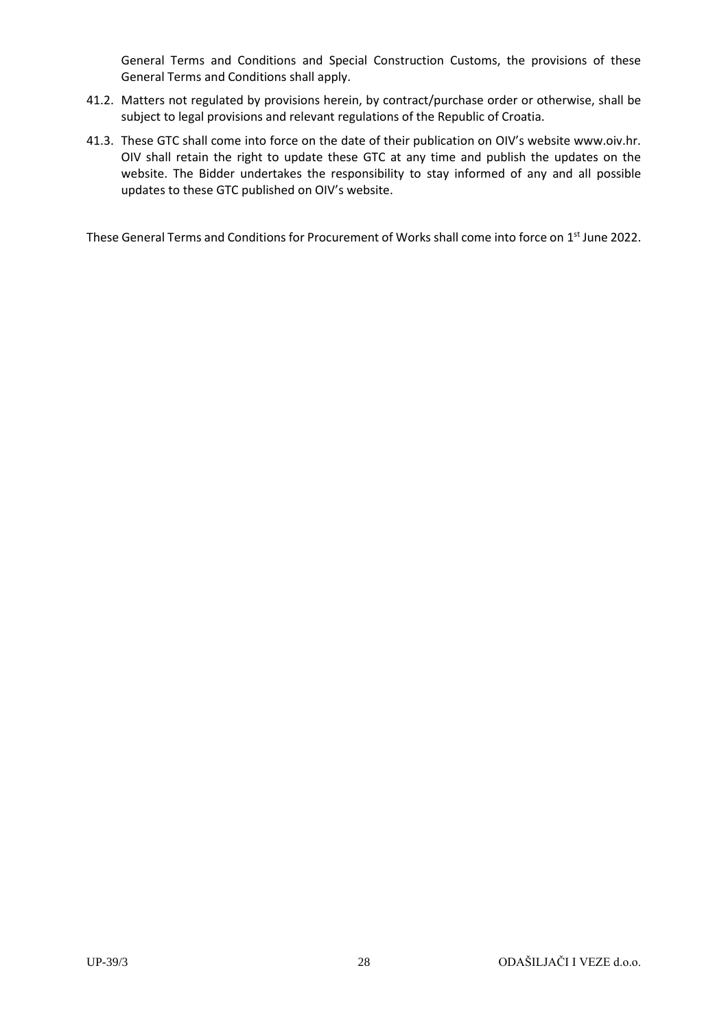General Terms and Conditions and Special Construction Customs, the provisions of these General Terms and Conditions shall apply.

41.2. Matters not regulated by provisions herein, by contract/purchase order or otherwise, shall be subject to legal provisions and relevant regulations of the Republic of Croatia.

41.3. These GTC shall come into force on the date of their publication on OIV's website www.oiv.hr. OIV shall retain the right to update these GTC at any time and publish the updates on the website. The Bidder undertakes the responsibility to stay informed of any and all possible updates to these GTC published on OIV's website.

These General Terms and Conditions for Procurement of Works shall come into force on 1st June 2022.